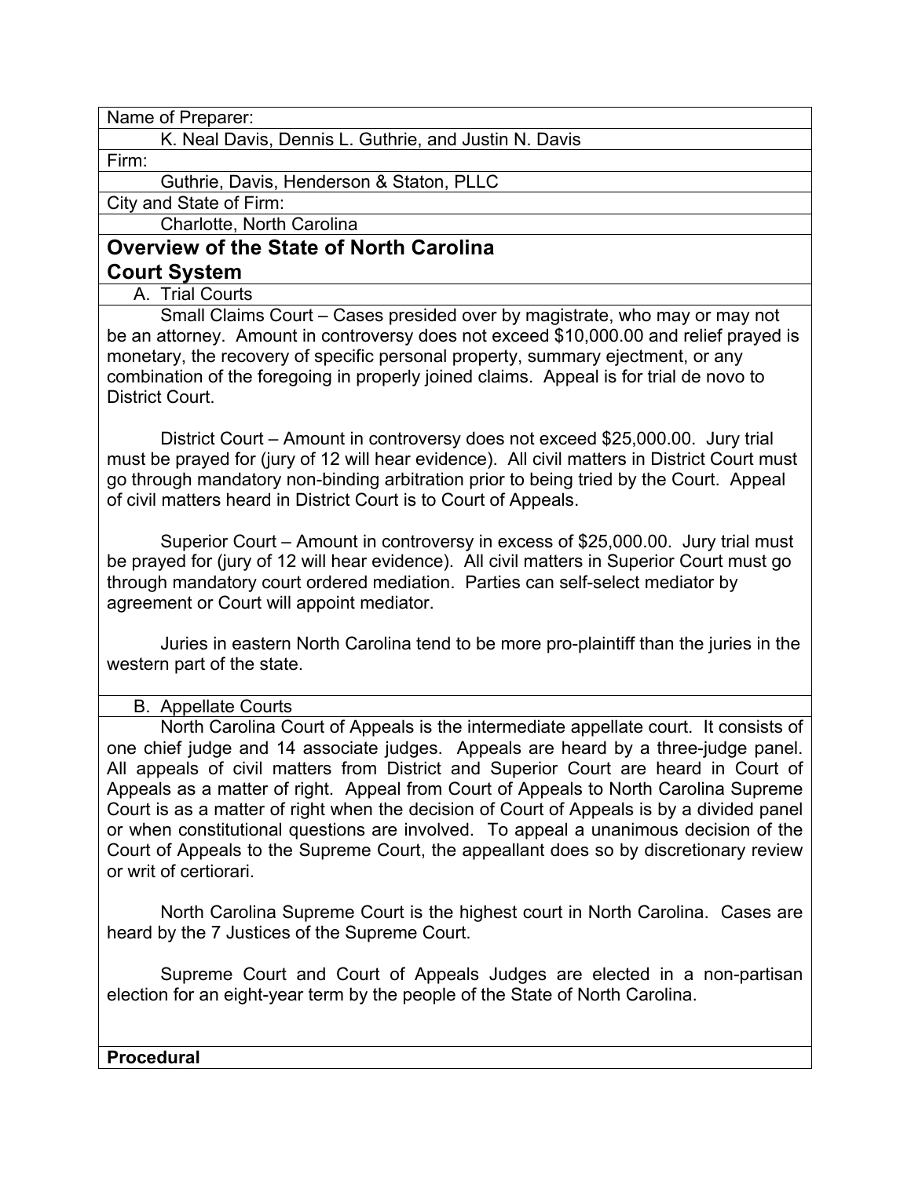Name of Preparer:

K. Neal Davis, Dennis L. Guthrie, and Justin N. Davis

Firm:

Guthrie, Davis, Henderson & Staton, PLLC

City and State of Firm:

Charlotte, North Carolina

# Overview of the State of North Carolina Court System

A. Trial Courts

Small Claims Court – Cases presided over by magistrate, who may or may not be an attorney. Amount in controversy does not exceed $10,000.00 and relief prayed is monetary, the recovery of specific personal property, summary ejectment, or any combination of the foregoing in properly joined claims. Appeal is for trial de novo to District Court.

District Court – Amount in controversy does not exceed $25,000.00. Jury trial must be prayed for (jury of 12 will hear evidence). All civil matters in District Court must go through mandatory non-binding arbitration prior to being tried by the Court. Appeal of civil matters heard in District Court is to Court of Appeals.

Superior Court – Amount in controversy in excess of $25,000.00. Jury trial must be prayed for (jury of 12 will hear evidence). All civil matters in Superior Court must go through mandatory court ordered mediation. Parties can self-select mediator by agreement or Court will appoint mediator.

Juries in eastern North Carolina tend to be more pro-plaintiff than the juries in the western part of the state.

B. Appellate Courts

North Carolina Court of Appeals is the intermediate appellate court. It consists of one chief judge and 14 associate judges. Appeals are heard by a three-judge panel. All appeals of civil matters from District and Superior Court are heard in Court of Appeals as a matter of right. Appeal from Court of Appeals to North Carolina Supreme Court is as a matter of right when the decision of Court of Appeals is by a divided panel or when constitutional questions are involved. To appeal a unanimous decision of the Court of Appeals to the Supreme Court, the appellant does so by discretionary review or writ of certiorari.

North Carolina Supreme Court is the highest court in North Carolina. Cases are heard by the 7 Justices of the Supreme Court.

Supreme Court and Court of Appeals Judges are elected in a non-partisan election for an eight-year term by the people of the State of North Carolina.

**Procedural**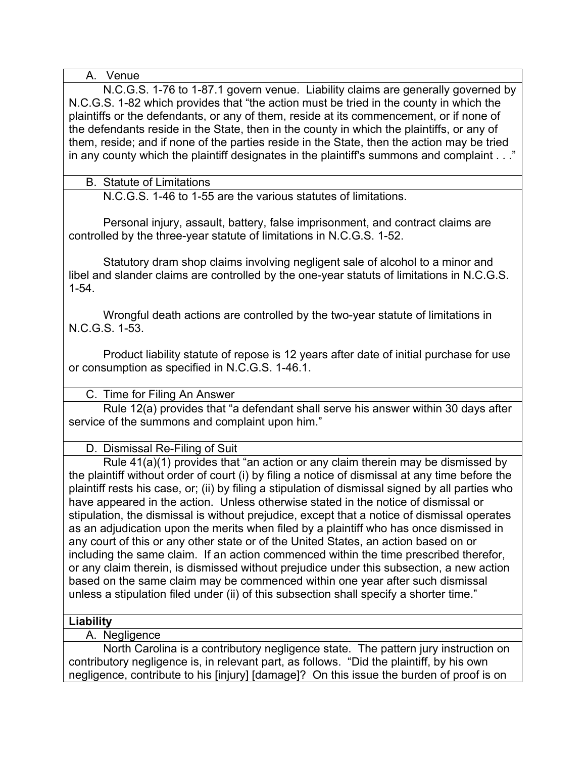### A. Venue

N.C.G.S. 1-76 to 1-87.1 govern venue. Liability claims are generally governed by N.C.G.S. 1-82 which provides that "the action must be tried in the county in which the plaintiffs or the defendants, or any of them, reside at its commencement, or if none of the defendants reside in the State, then in the county in which the plaintiffs, or any of them, reside; and if none of the parties reside in the State, then the action may be tried in any county which the plaintiff designates in the plaintiff's summons and complaint . . ."

### B. Statute of Limitations

N.C.G.S. 1-46 to 1-55 are the various statutes of limitations.

Personal injury, assault, battery, false imprisonment, and contract claims are controlled by the three-year statute of limitations in N.C.G.S. 1-52.

Statutory dram shop claims involving negligent sale of alcohol to a minor and libel and slander claims are controlled by the one-year statuts of limitations in N.C.G.S. 1-54.

Wrongful death actions are controlled by the two-year statute of limitations in N.C.G.S. 1-53.

Product liability statute of repose is 12 years after date of initial purchase for use or consumption as specified in N.C.G.S. 1-46.1.

### C. Time for Filing An Answer

Rule 12(a) provides that "a defendant shall serve his answer within 30 days after service of the summons and complaint upon him."

### D. Dismissal Re-Filing of Suit

Rule 41(a)(1) provides that "an action or any claim therein may be dismissed by the plaintiff without order of court (i) by filing a notice of dismissal at any time before the plaintiff rests his case, or; (ii) by filing a stipulation of dismissal signed by all parties who have appeared in the action. Unless otherwise stated in the notice of dismissal or stipulation, the dismissal is without prejudice, except that a notice of dismissal operates as an adjudication upon the merits when filed by a plaintiff who has once dismissed in any court of this or any other state or of the United States, an action based on or including the same claim. If an action commenced within the time prescribed therefor, or any claim therein, is dismissed without prejudice under this subsection, a new action based on the same claim may be commenced within one year after such dismissal unless a stipulation filed under (ii) of this subsection shall specify a shorter time."

## Liability

### A. Negligence

North Carolina is a contributory negligence state. The pattern jury instruction on contributory negligence is, in relevant part, as follows. "Did the plaintiff, by his own negligence, contribute to his [injury] [damage]? On this issue the burden of proof is on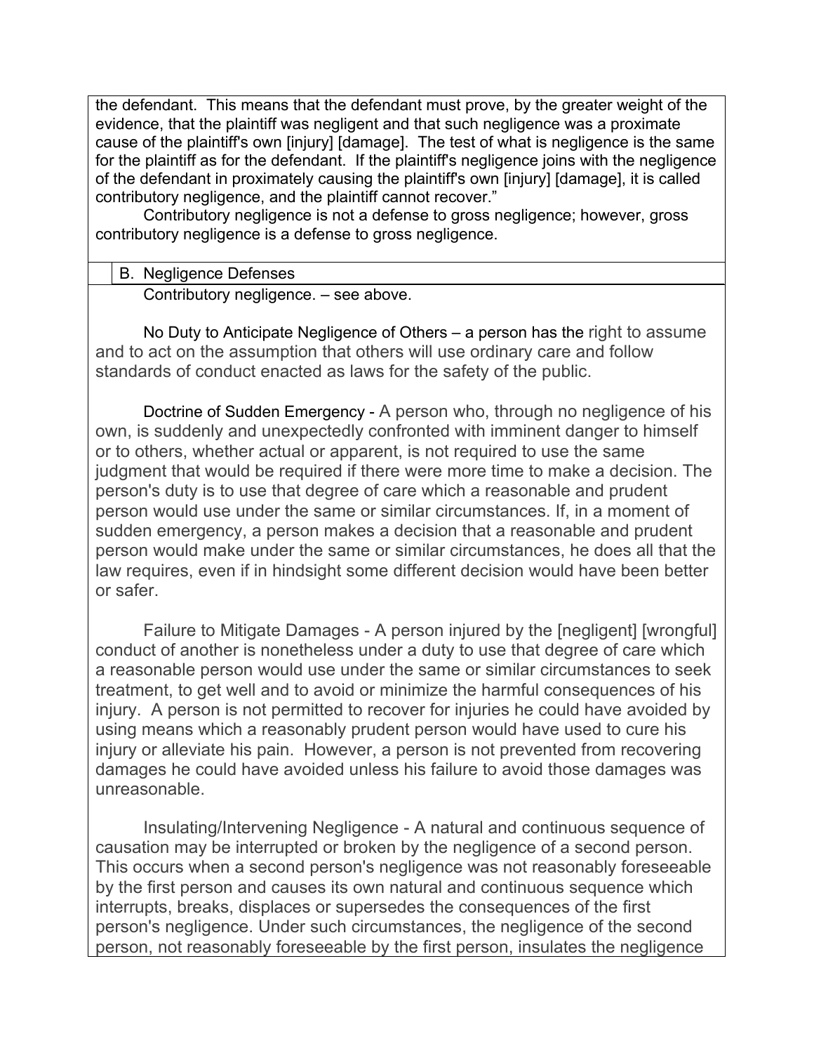the defendant. This means that the defendant must prove, by the greater weight of the evidence, that the plaintiff was negligent and that such negligence was a proximate cause of the plaintiff's own [injury] [damage]. The test of what is negligence is the same for the plaintiff as for the defendant. If the plaintiff's negligence joins with the negligence of the defendant in proximately causing the plaintiff's own [injury] [damage], it is called contributory negligence, and the plaintiff cannot recover."

Contributory negligence is not a defense to gross negligence; however, gross contributory negligence is a defense to gross negligence.

### B. Negligence Defenses

Contributory negligence. – see above.

No Duty to Anticipate Negligence of Others – a person has the right to assume and to act on the assumption that others will use ordinary care and follow standards of conduct enacted as laws for the safety of the public.

Doctrine of Sudden Emergency - A person who, through no negligence of his own, is suddenly and unexpectedly confronted with imminent danger to himself or to others, whether actual or apparent, is not required to use the same judgment that would be required if there were more time to make a decision. The person's duty is to use that degree of care which a reasonable and prudent person would use under the same or similar circumstances. If, in a moment of sudden emergency, a person makes a decision that a reasonable and prudent person would make under the same or similar circumstances, he does all that the law requires, even if in hindsight some different decision would have been better or safer.

Failure to Mitigate Damages - A person injured by the [negligent] [wrongful] conduct of another is nonetheless under a duty to use that degree of care which a reasonable person would use under the same or similar circumstances to seek treatment, to get well and to avoid or minimize the harmful consequences of his injury. A person is not permitted to recover for injuries he could have avoided by using means which a reasonably prudent person would have used to cure his injury or alleviate his pain. However, a person is not prevented from recovering damages he could have avoided unless his failure to avoid those damages was unreasonable.

Insulating/Intervening Negligence - A natural and continuous sequence of causation may be interrupted or broken by the negligence of a second person. This occurs when a second person's negligence was not reasonably foreseeable by the first person and causes its own natural and continuous sequence which interrupts, breaks, displaces or supersedes the consequences of the first person's negligence. Under such circumstances, the negligence of the second person, not reasonably foreseeable by the first person, insulates the negligence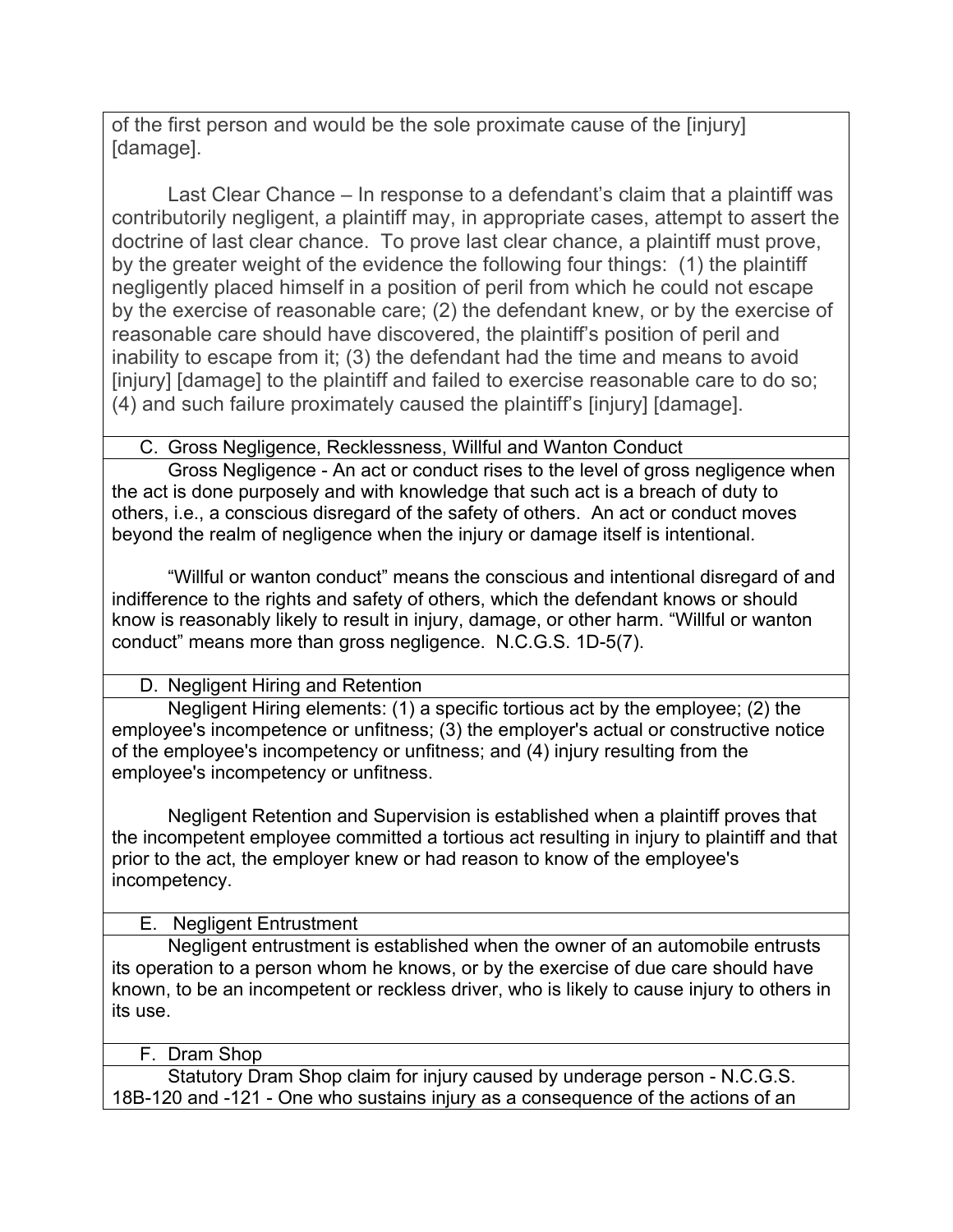of the first person and would be the sole proximate cause of the [injury] [damage].

Last Clear Chance – In response to a defendant's claim that a plaintiff was contributorily negligent, a plaintiff may, in appropriate cases, attempt to assert the doctrine of last clear chance. To prove last clear chance, a plaintiff must prove, by the greater weight of the evidence the following four things: (1) the plaintiff negligently placed himself in a position of peril from which he could not escape by the exercise of reasonable care; (2) the defendant knew, or by the exercise of reasonable care should have discovered, the plaintiff's position of peril and inability to escape from it; (3) the defendant had the time and means to avoid [injury] [damage] to the plaintiff and failed to exercise reasonable care to do so; (4) and such failure proximately caused the plaintiff's [injury] [damage].

### C. Gross Negligence, Recklessness, Willful and Wanton Conduct

Gross Negligence - An act or conduct rises to the level of gross negligence when the act is done purposely and with knowledge that such act is a breach of duty to others, i.e., a conscious disregard of the safety of others. An act or conduct moves beyond the realm of negligence when the injury or damage itself is intentional.

"Willful or wanton conduct" means the conscious and intentional disregard of and indifference to the rights and safety of others, which the defendant knows or should know is reasonably likely to result in injury, damage, or other harm. "Willful or wanton conduct" means more than gross negligence. N.C.G.S. 1D-5(7).

### D. Negligent Hiring and Retention

Negligent Hiring elements: (1) a specific tortious act by the employee; (2) the employee's incompetence or unfitness; (3) the employer's actual or constructive notice of the employee's incompetency or unfitness; and (4) injury resulting from the employee's incompetency or unfitness.

Negligent Retention and Supervision is established when a plaintiff proves that the incompetent employee committed a tortious act resulting in injury to plaintiff and that prior to the act, the employer knew or had reason to know of the employee's incompetency.

### E. Negligent Entrustment

Negligent entrustment is established when the owner of an automobile entrusts its operation to a person whom he knows, or by the exercise of due care should have known, to be an incompetent or reckless driver, who is likely to cause injury to others in its use.

### F. Dram Shop

Statutory Dram Shop claim for injury caused by underage person - N.C.G.S. 18B-120 and -121 - One who sustains injury as a consequence of the actions of an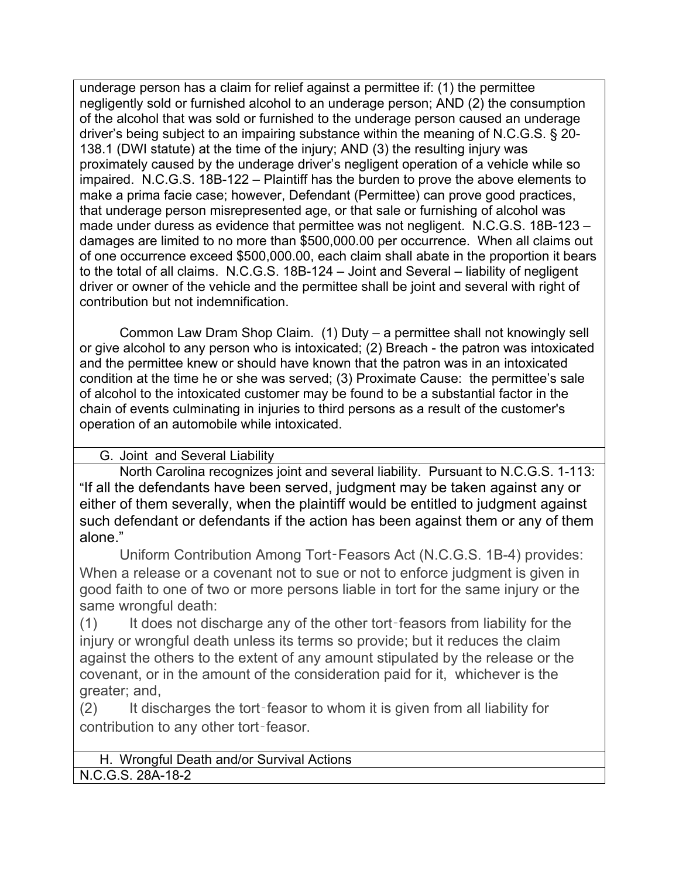underage person has a claim for relief against a permittee if: (1) the permittee negligently sold or furnished alcohol to an underage person; AND (2) the consumption of the alcohol that was sold or furnished to the underage person caused an underage driver's being subject to an impairing substance within the meaning of N.C.G.S. § 20-138.1 (DWI statute) at the time of the injury; AND (3) the resulting injury was proximately caused by the underage driver's negligent operation of a vehicle while so impaired. N.C.G.S. 18B-122 – Plaintiff has the burden to prove the above elements to make a prima facie case; however, Defendant (Permittee) can prove good practices, that underage person misrepresented age, or that sale or furnishing of alcohol was made under duress as evidence that permittee was not negligent. N.C.G.S. 18B-123 – damages are limited to no more than $500,000.00 per occurrence. When all claims out of one occurrence exceed $500,000.00, each claim shall abate in the proportion it bears to the total of all claims. N.C.G.S. 18B-124 – Joint and Several – liability of negligent driver or owner of the vehicle and the permittee shall be joint and several with right of contribution but not indemnification.

Common Law Dram Shop Claim. (1) Duty – a permittee shall not knowingly sell or give alcohol to any person who is intoxicated; (2) Breach - the patron was intoxicated and the permittee knew or should have known that the patron was in an intoxicated condition at the time he or she was served; (3) Proximate Cause: the permittee's sale of alcohol to the intoxicated customer may be found to be a substantial factor in the chain of events culminating in injuries to third persons as a result of the customer's operation of an automobile while intoxicated.

## G. Joint and Several Liability

North Carolina recognizes joint and several liability. Pursuant to N.C.G.S. 1-113: "If all the defendants have been served, judgment may be taken against any or either of them severally, when the plaintiff would be entitled to judgment against such defendant or defendants if the action has been against them or any of them alone."

Uniform Contribution Among Tort‑Feasors Act (N.C.G.S. 1B-4) provides: When a release or a covenant not to sue or not to enforce judgment is given in good faith to one of two or more persons liable in tort for the same injury or the same wrongful death:

(1) It does not discharge any of the other tort‑feasors from liability for the injury or wrongful death unless its terms so provide; but it reduces the claim against the others to the extent of any amount stipulated by the release or the covenant, or in the amount of the consideration paid for it, whichever is the greater; and,

(2) It discharges the tort‑feasor to whom it is given from all liability for contribution to any other tort‑feasor.

## H. Wrongful Death and/or Survival Actions

N.C.G.S. 28A-18-2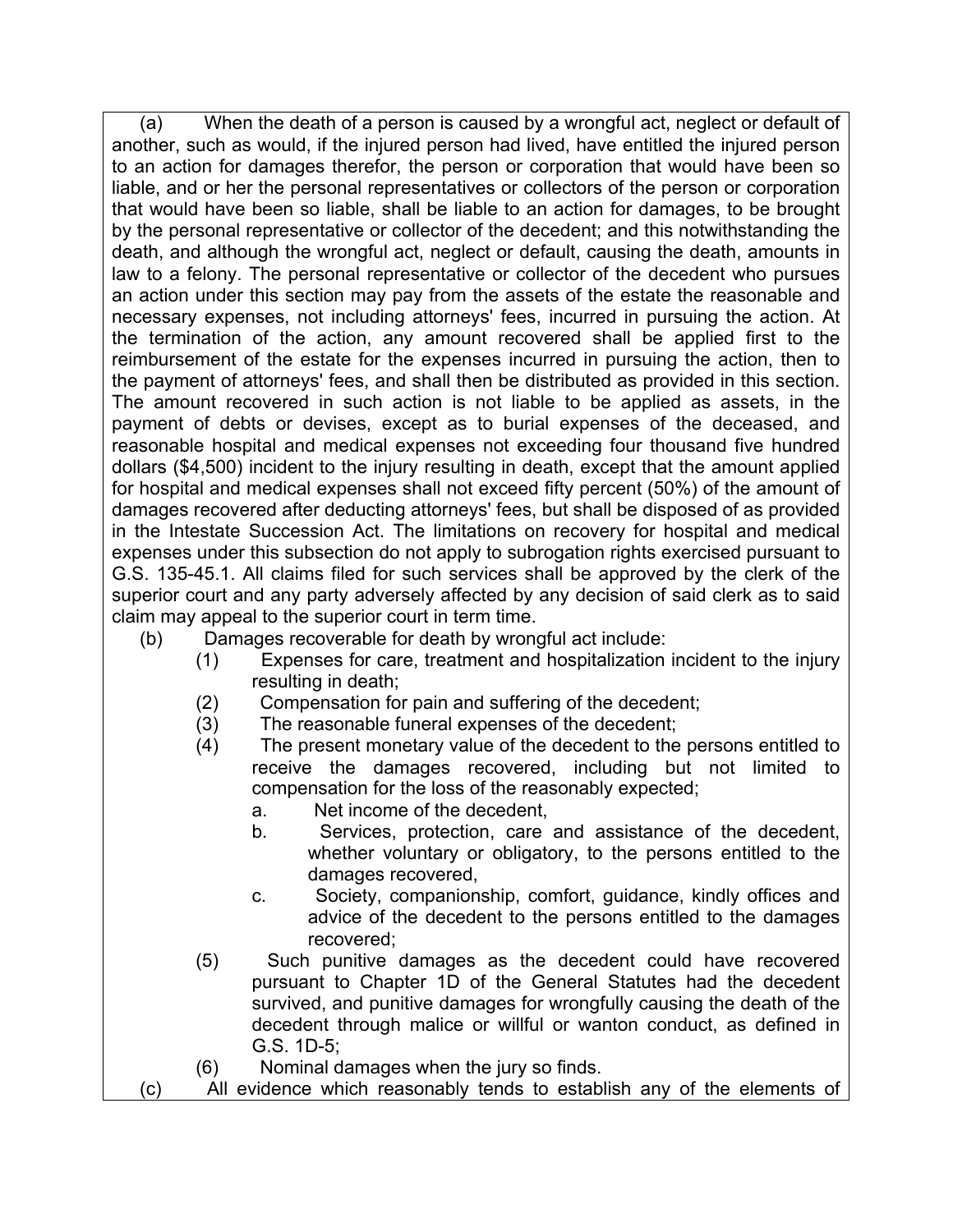(a) When the death of a person is caused by a wrongful act, neglect or default of another, such as would, if the injured person had lived, have entitled the injured person to an action for damages therefor, the person or corporation that would have been so liable, and or her the personal representatives or collectors of the person or corporation that would have been so liable, shall be liable to an action for damages, to be brought by the personal representative or collector of the decedent; and this notwithstanding the death, and although the wrongful act, neglect or default, causing the death, amounts in law to a felony. The personal representative or collector of the decedent who pursues an action under this section may pay from the assets of the estate the reasonable and necessary expenses, not including attorneys' fees, incurred in pursuing the action. At the termination of the action, any amount recovered shall be applied first to the reimbursement of the estate for the expenses incurred in pursuing the action, then to the payment of attorneys' fees, and shall then be distributed as provided in this section. The amount recovered in such action is not liable to be applied as assets, in the payment of debts or devises, except as to burial expenses of the deceased, and reasonable hospital and medical expenses not exceeding four thousand five hundred dollars ($4,500) incident to the injury resulting in death, except that the amount applied for hospital and medical expenses shall not exceed fifty percent (50%) of the amount of damages recovered after deducting attorneys' fees, but shall be disposed of as provided in the Intestate Succession Act. The limitations on recovery for hospital and medical expenses under this subsection do not apply to subrogation rights exercised pursuant to G.S. 135-45.1. All claims filed for such services shall be approved by the clerk of the superior court and any party adversely affected by any decision of said clerk as to said claim may appeal to the superior court in term time.

(b) Damages recoverable for death by wrongful act include:

(1) Expenses for care, treatment and hospitalization incident to the injury resulting in death;

(2) Compensation for pain and suffering of the decedent;

(3) The reasonable funeral expenses of the decedent;

(4) The present monetary value of the decedent to the persons entitled to receive the damages recovered, including but not limited to compensation for the loss of the reasonably expected;

a. Net income of the decedent,

b. Services, protection, care and assistance of the decedent, whether voluntary or obligatory, to the persons entitled to the damages recovered,

c. Society, companionship, comfort, guidance, kindly offices and advice of the decedent to the persons entitled to the damages recovered;

(5) Such punitive damages as the decedent could have recovered pursuant to Chapter 1D of the General Statutes had the decedent survived, and punitive damages for wrongfully causing the death of the decedent through malice or willful or wanton conduct, as defined in G.S. 1D-5;

(6) Nominal damages when the jury so finds.

(c) All evidence which reasonably tends to establish any of the elements of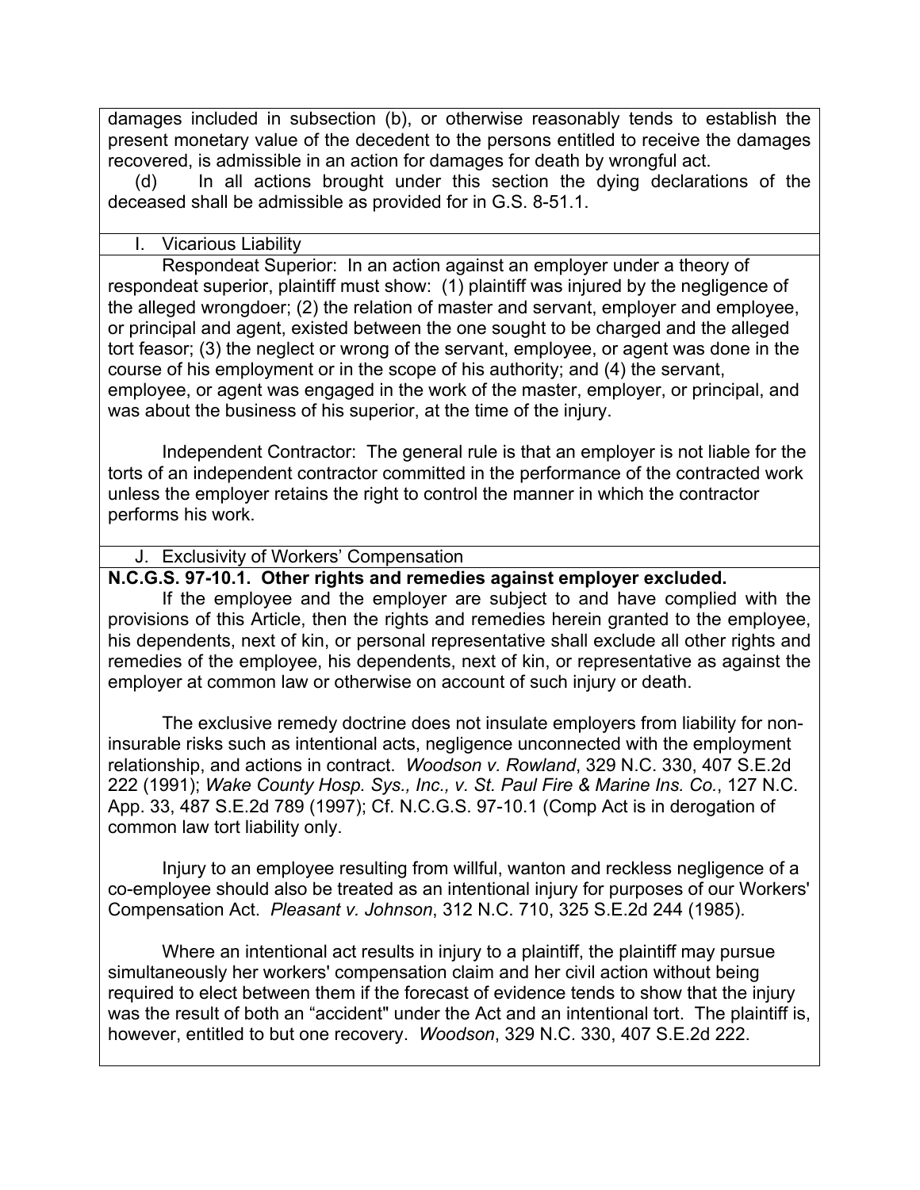damages included in subsection (b), or otherwise reasonably tends to establish the present monetary value of the decedent to the persons entitled to receive the damages recovered, is admissible in an action for damages for death by wrongful act.

(d) In all actions brought under this section the dying declarations of the deceased shall be admissible as provided for in G.S. 8-51.1.

## I. Vicarious Liability

Respondeat Superior: In an action against an employer under a theory of respondeat superior, plaintiff must show: (1) plaintiff was injured by the negligence of the alleged wrongdoer; (2) the relation of master and servant, employer and employee, or principal and agent, existed between the one sought to be charged and the alleged tort feasor; (3) the neglect or wrong of the servant, employee, or agent was done in the course of his employment or in the scope of his authority; and (4) the servant, employee, or agent was engaged in the work of the master, employer, or principal, and was about the business of his superior, at the time of the injury.

Independent Contractor: The general rule is that an employer is not liable for the torts of an independent contractor committed in the performance of the contracted work unless the employer retains the right to control the manner in which the contractor performs his work.

## J. Exclusivity of Workers' Compensation

**N.C.G.S. 97-10.1. Other rights and remedies against employer excluded.**

If the employee and the employer are subject to and have complied with the provisions of this Article, then the rights and remedies herein granted to the employee, his dependents, next of kin, or personal representative shall exclude all other rights and remedies of the employee, his dependents, next of kin, or representative as against the employer at common law or otherwise on account of such injury or death.

The exclusive remedy doctrine does not insulate employers from liability for non-insurable risks such as intentional acts, negligence unconnected with the employment relationship, and actions in contract. *Woodson v. Rowland*, 329 N.C. 330, 407 S.E.2d 222 (1991); *Wake County Hosp. Sys., Inc., v. St. Paul Fire & Marine Ins. Co.*, 127 N.C. App. 33, 487 S.E.2d 789 (1997); Cf. N.C.G.S. 97-10.1 (Comp Act is in derogation of common law tort liability only.

Injury to an employee resulting from willful, wanton and reckless negligence of a co-employee should also be treated as an intentional injury for purposes of our Workers' Compensation Act. *Pleasant v. Johnson*, 312 N.C. 710, 325 S.E.2d 244 (1985).

Where an intentional act results in injury to a plaintiff, the plaintiff may pursue simultaneously her workers' compensation claim and her civil action without being required to elect between them if the forecast of evidence tends to show that the injury was the result of both an "accident" under the Act and an intentional tort. The plaintiff is, however, entitled to but one recovery. *Woodson*, 329 N.C. 330, 407 S.E.2d 222.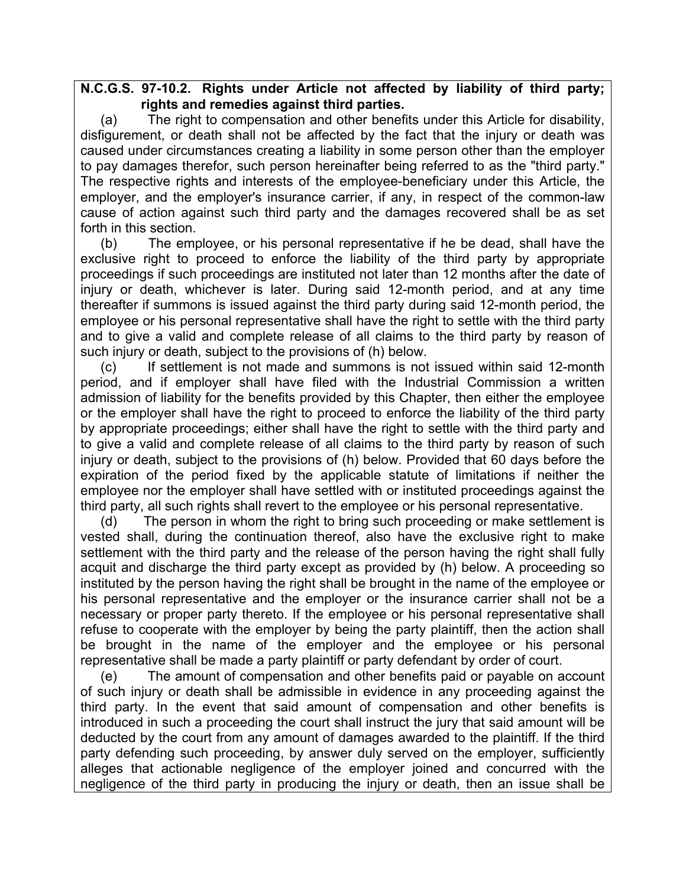**N.C.G.S. 97-10.2. Rights under Article not affected by liability of third party; rights and remedies against third parties.**

(a) The right to compensation and other benefits under this Article for disability, disfigurement, or death shall not be affected by the fact that the injury or death was caused under circumstances creating a liability in some person other than the employer to pay damages therefor, such person hereinafter being referred to as the "third party." The respective rights and interests of the employee-beneficiary under this Article, the employer, and the employer's insurance carrier, if any, in respect of the common-law cause of action against such third party and the damages recovered shall be as set forth in this section.

(b) The employee, or his personal representative if he be dead, shall have the exclusive right to proceed to enforce the liability of the third party by appropriate proceedings if such proceedings are instituted not later than 12 months after the date of injury or death, whichever is later. During said 12-month period, and at any time thereafter if summons is issued against the third party during said 12-month period, the employee or his personal representative shall have the right to settle with the third party and to give a valid and complete release of all claims to the third party by reason of such injury or death, subject to the provisions of (h) below.

(c) If settlement is not made and summons is not issued within said 12-month period, and if employer shall have filed with the Industrial Commission a written admission of liability for the benefits provided by this Chapter, then either the employee or the employer shall have the right to proceed to enforce the liability of the third party by appropriate proceedings; either shall have the right to settle with the third party and to give a valid and complete release of all claims to the third party by reason of such injury or death, subject to the provisions of (h) below. Provided that 60 days before the expiration of the period fixed by the applicable statute of limitations if neither the employee nor the employer shall have settled with or instituted proceedings against the third party, all such rights shall revert to the employee or his personal representative.

(d) The person in whom the right to bring such proceeding or make settlement is vested shall, during the continuation thereof, also have the exclusive right to make settlement with the third party and the release of the person having the right shall fully acquit and discharge the third party except as provided by (h) below. A proceeding so instituted by the person having the right shall be brought in the name of the employee or his personal representative and the employer or the insurance carrier shall not be a necessary or proper party thereto. If the employee or his personal representative shall refuse to cooperate with the employer by being the party plaintiff, then the action shall be brought in the name of the employer and the employee or his personal representative shall be made a party plaintiff or party defendant by order of court.

(e) The amount of compensation and other benefits paid or payable on account of such injury or death shall be admissible in evidence in any proceeding against the third party. In the event that said amount of compensation and other benefits is introduced in such a proceeding the court shall instruct the jury that said amount will be deducted by the court from any amount of damages awarded to the plaintiff. If the third party defending such proceeding, by answer duly served on the employer, sufficiently alleges that actionable negligence of the employer joined and concurred with the negligence of the third party in producing the injury or death, then an issue shall be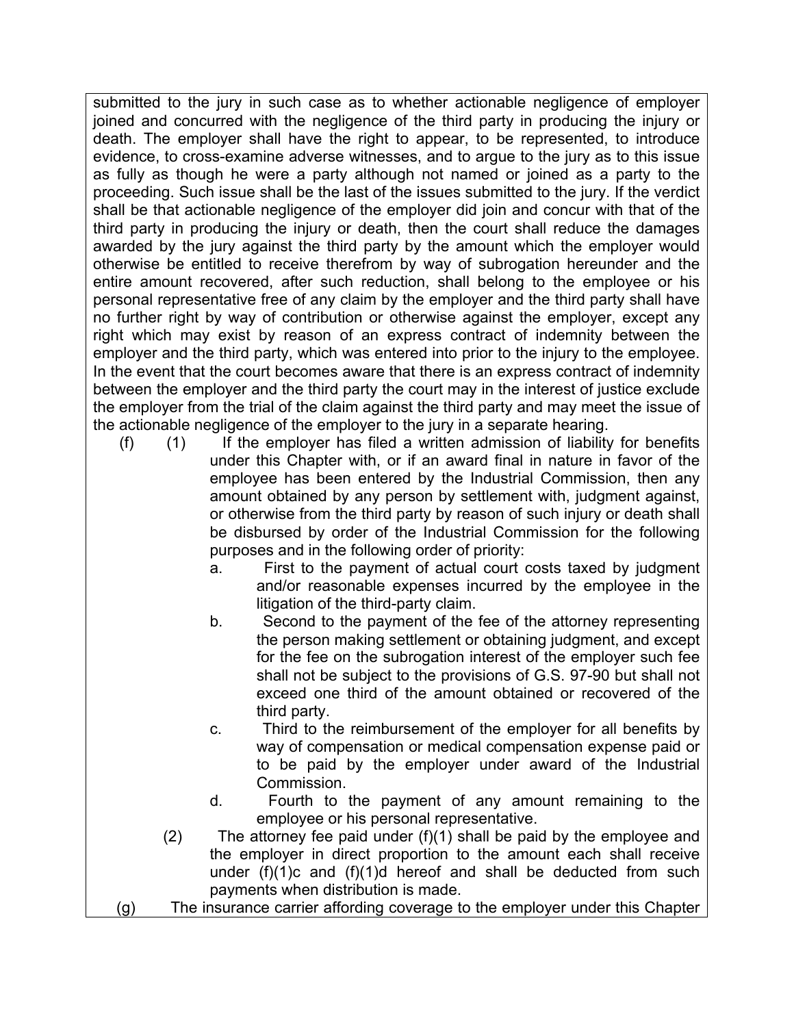submitted to the jury in such case as to whether actionable negligence of employer joined and concurred with the negligence of the third party in producing the injury or death. The employer shall have the right to appear, to be represented, to introduce evidence, to cross-examine adverse witnesses, and to argue to the jury as to this issue as fully as though he were a party although not named or joined as a party to the proceeding. Such issue shall be the last of the issues submitted to the jury. If the verdict shall be that actionable negligence of the employer did join and concur with that of the third party in producing the injury or death, then the court shall reduce the damages awarded by the jury against the third party by the amount which the employer would otherwise be entitled to receive therefrom by way of subrogation hereunder and the entire amount recovered, after such reduction, shall belong to the employee or his personal representative free of any claim by the employer and the third party shall have no further right by way of contribution or otherwise against the employer, except any right which may exist by reason of an express contract of indemnity between the employer and the third party, which was entered into prior to the injury to the employee. In the event that the court becomes aware that there is an express contract of indemnity between the employer and the third party the court may in the interest of justice exclude the employer from the trial of the claim against the third party and may meet the issue of the actionable negligence of the employer to the jury in a separate hearing.

(f) (1) If the employer has filed a written admission of liability for benefits under this Chapter with, or if an award final in nature in favor of the employee has been entered by the Industrial Commission, then any amount obtained by any person by settlement with, judgment against, or otherwise from the third party by reason of such injury or death shall be disbursed by order of the Industrial Commission for the following purposes and in the following order of priority:

a. First to the payment of actual court costs taxed by judgment and/or reasonable expenses incurred by the employee in the litigation of the third-party claim.

b. Second to the payment of the fee of the attorney representing the person making settlement or obtaining judgment, and except for the fee on the subrogation interest of the employer such fee shall not be subject to the provisions of G.S. 97-90 but shall not exceed one third of the amount obtained or recovered of the third party.

c. Third to the reimbursement of the employer for all benefits by way of compensation or medical compensation expense paid or to be paid by the employer under award of the Industrial Commission.

d. Fourth to the payment of any amount remaining to the employee or his personal representative.

(2) The attorney fee paid under (f)(1) shall be paid by the employee and the employer in direct proportion to the amount each shall receive under (f)(1)c and (f)(1)d hereof and shall be deducted from such payments when distribution is made.

(g) The insurance carrier affording coverage to the employer under this Chapter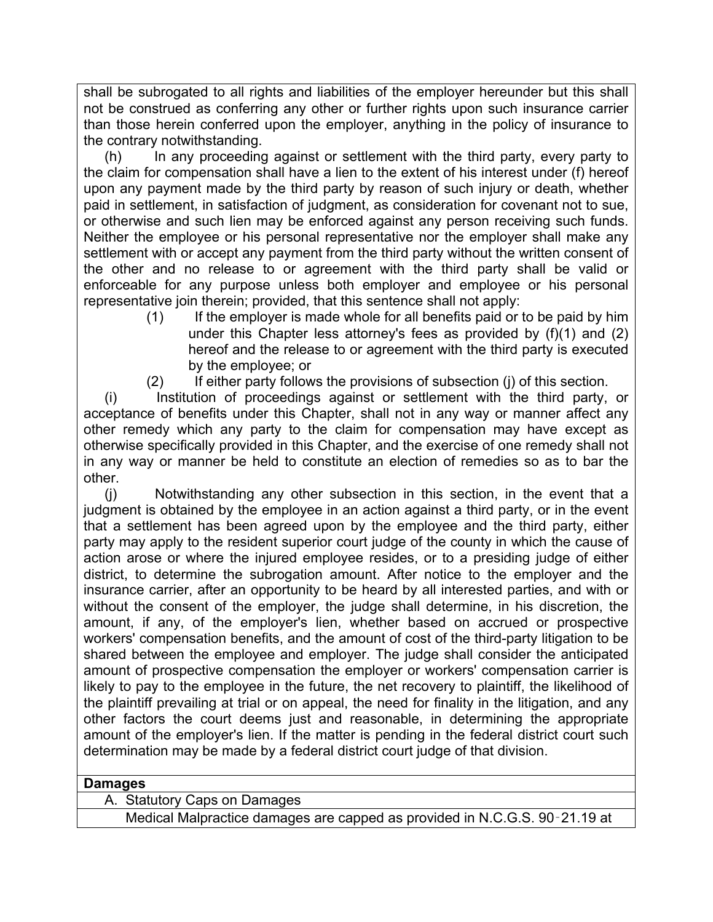shall be subrogated to all rights and liabilities of the employer hereunder but this shall not be construed as conferring any other or further rights upon such insurance carrier than those herein conferred upon the employer, anything in the policy of insurance to the contrary notwithstanding.

(h) In any proceeding against or settlement with the third party, every party to the claim for compensation shall have a lien to the extent of his interest under (f) hereof upon any payment made by the third party by reason of such injury or death, whether paid in settlement, in satisfaction of judgment, as consideration for covenant not to sue, or otherwise and such lien may be enforced against any person receiving such funds. Neither the employee or his personal representative nor the employer shall make any settlement with or accept any payment from the third party without the written consent of the other and no release to or agreement with the third party shall be valid or enforceable for any purpose unless both employer and employee or his personal representative join therein; provided, that this sentence shall not apply:

(1) If the employer is made whole for all benefits paid or to be paid by him under this Chapter less attorney's fees as provided by (f)(1) and (2) hereof and the release to or agreement with the third party is executed by the employee; or

(2) If either party follows the provisions of subsection (j) of this section.

(i) Institution of proceedings against or settlement with the third party, or acceptance of benefits under this Chapter, shall not in any way or manner affect any other remedy which any party to the claim for compensation may have except as otherwise specifically provided in this Chapter, and the exercise of one remedy shall not in any way or manner be held to constitute an election of remedies so as to bar the other.

(j) Notwithstanding any other subsection in this section, in the event that a judgment is obtained by the employee in an action against a third party, or in the event that a settlement has been agreed upon by the employee and the third party, either party may apply to the resident superior court judge of the county in which the cause of action arose or where the injured employee resides, or to a presiding judge of either district, to determine the subrogation amount. After notice to the employer and the insurance carrier, after an opportunity to be heard by all interested parties, and with or without the consent of the employer, the judge shall determine, in his discretion, the amount, if any, of the employer's lien, whether based on accrued or prospective workers' compensation benefits, and the amount of cost of the third-party litigation to be shared between the employee and employer. The judge shall consider the anticipated amount of prospective compensation the employer or workers' compensation carrier is likely to pay to the employee in the future, the net recovery to plaintiff, the likelihood of the plaintiff prevailing at trial or on appeal, the need for finality in the litigation, and any other factors the court deems just and reasonable, in determining the appropriate amount of the employer's lien. If the matter is pending in the federal district court such determination may be made by a federal district court judge of that division.

**Damages**

A. Statutory Caps on Damages

Medical Malpractice damages are capped as provided in N.C.G.S. 90‑21.19 at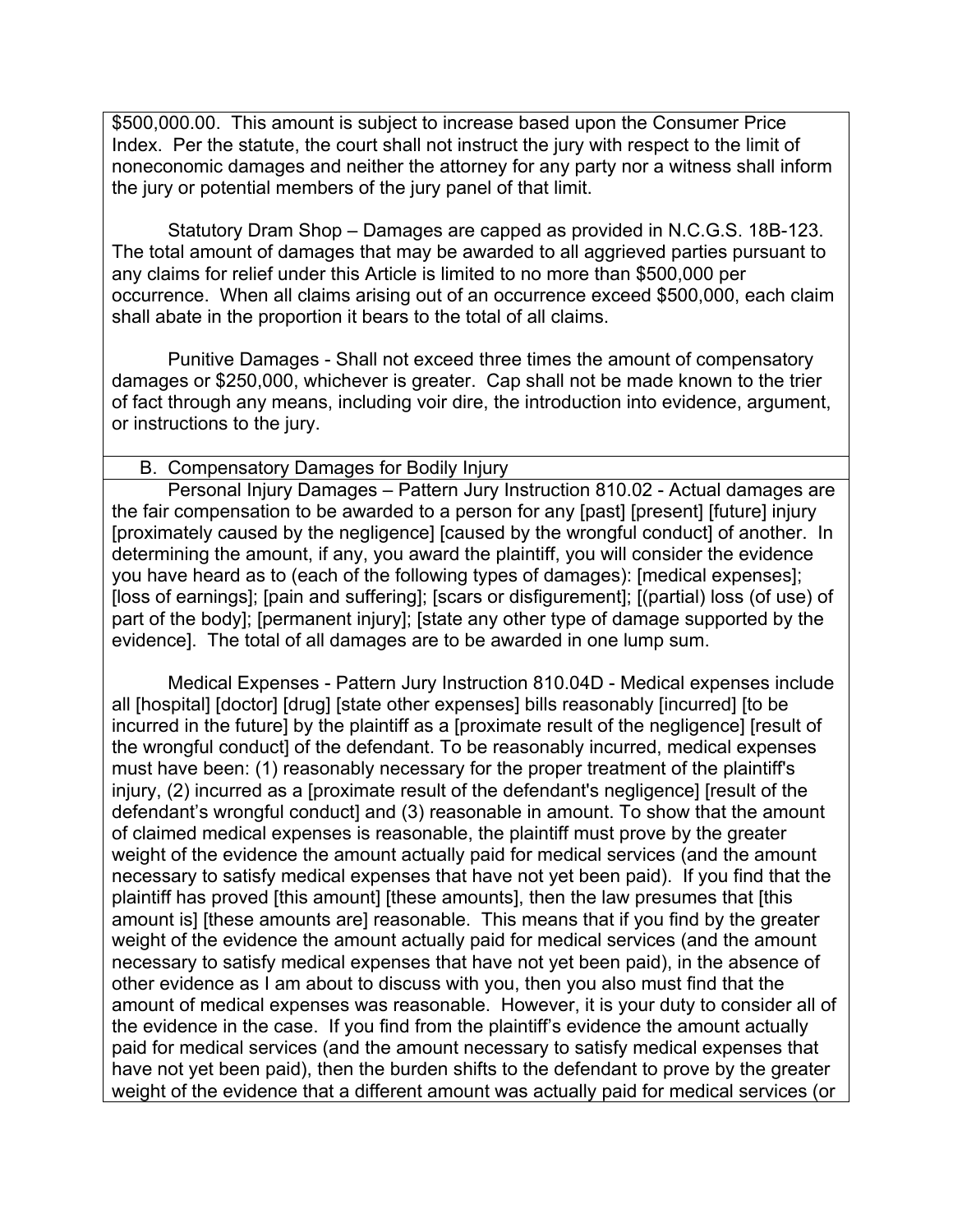$500,000.00. This amount is subject to increase based upon the Consumer Price Index. Per the statute, the court shall not instruct the jury with respect to the limit of noneconomic damages and neither the attorney for any party nor a witness shall inform the jury or potential members of the jury panel of that limit.

Statutory Dram Shop – Damages are capped as provided in N.C.G.S. 18B-123. The total amount of damages that may be awarded to all aggrieved parties pursuant to any claims for relief under this Article is limited to no more than $500,000 per occurrence. When all claims arising out of an occurrence exceed $500,000, each claim shall abate in the proportion it bears to the total of all claims.

Punitive Damages - Shall not exceed three times the amount of compensatory damages or $250,000, whichever is greater. Cap shall not be made known to the trier of fact through any means, including voir dire, the introduction into evidence, argument, or instructions to the jury.

B. Compensatory Damages for Bodily Injury

Personal Injury Damages – Pattern Jury Instruction 810.02 - Actual damages are the fair compensation to be awarded to a person for any [past] [present] [future] injury [proximately caused by the negligence] [caused by the wrongful conduct] of another. In determining the amount, if any, you award the plaintiff, you will consider the evidence you have heard as to (each of the following types of damages): [medical expenses]; [loss of earnings]; [pain and suffering]; [scars or disfigurement]; [(partial) loss (of use) of part of the body]; [permanent injury]; [state any other type of damage supported by the evidence]. The total of all damages are to be awarded in one lump sum.

Medical Expenses - Pattern Jury Instruction 810.04D - Medical expenses include all [hospital] [doctor] [drug] [state other expenses] bills reasonably [incurred] [to be incurred in the future] by the plaintiff as a [proximate result of the negligence] [result of the wrongful conduct] of the defendant. To be reasonably incurred, medical expenses must have been: (1) reasonably necessary for the proper treatment of the plaintiff's injury, (2) incurred as a [proximate result of the defendant's negligence] [result of the defendant's wrongful conduct] and (3) reasonable in amount. To show that the amount of claimed medical expenses is reasonable, the plaintiff must prove by the greater weight of the evidence the amount actually paid for medical services (and the amount necessary to satisfy medical expenses that have not yet been paid). If you find that the plaintiff has proved [this amount] [these amounts], then the law presumes that [this amount is] [these amounts are] reasonable. This means that if you find by the greater weight of the evidence the amount actually paid for medical services (and the amount necessary to satisfy medical expenses that have not yet been paid), in the absence of other evidence as I am about to discuss with you, then you also must find that the amount of medical expenses was reasonable. However, it is your duty to consider all of the evidence in the case. If you find from the plaintiff's evidence the amount actually paid for medical services (and the amount necessary to satisfy medical expenses that have not yet been paid), then the burden shifts to the defendant to prove by the greater weight of the evidence that a different amount was actually paid for medical services (or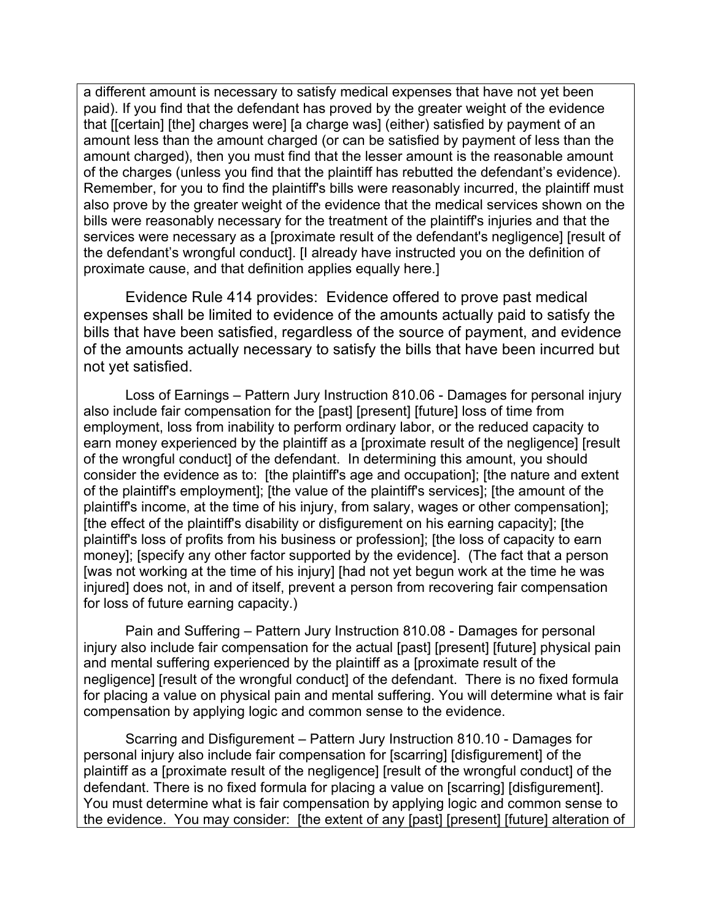a different amount is necessary to satisfy medical expenses that have not yet been paid). If you find that the defendant has proved by the greater weight of the evidence that [[certain] [the] charges were] [a charge was] (either) satisfied by payment of an amount less than the amount charged (or can be satisfied by payment of less than the amount charged), then you must find that the lesser amount is the reasonable amount of the charges (unless you find that the plaintiff has rebutted the defendant's evidence). Remember, for you to find the plaintiff's bills were reasonably incurred, the plaintiff must also prove by the greater weight of the evidence that the medical services shown on the bills were reasonably necessary for the treatment of the plaintiff's injuries and that the services were necessary as a [proximate result of the defendant's negligence] [result of the defendant's wrongful conduct]. [I already have instructed you on the definition of proximate cause, and that definition applies equally here.]

Evidence Rule 414 provides: Evidence offered to prove past medical expenses shall be limited to evidence of the amounts actually paid to satisfy the bills that have been satisfied, regardless of the source of payment, and evidence of the amounts actually necessary to satisfy the bills that have been incurred but not yet satisfied.

Loss of Earnings – Pattern Jury Instruction 810.06 - Damages for personal injury also include fair compensation for the [past] [present] [future] loss of time from employment, loss from inability to perform ordinary labor, or the reduced capacity to earn money experienced by the plaintiff as a [proximate result of the negligence] [result of the wrongful conduct] of the defendant. In determining this amount, you should consider the evidence as to: [the plaintiff's age and occupation]; [the nature and extent of the plaintiff's employment]; [the value of the plaintiff's services]; [the amount of the plaintiff's income, at the time of his injury, from salary, wages or other compensation]; [the effect of the plaintiff's disability or disfigurement on his earning capacity]; [the plaintiff's loss of profits from his business or profession]; [the loss of capacity to earn money]; [specify any other factor supported by the evidence]. (The fact that a person [was not working at the time of his injury] [had not yet begun work at the time he was injured] does not, in and of itself, prevent a person from recovering fair compensation for loss of future earning capacity.)

Pain and Suffering – Pattern Jury Instruction 810.08 - Damages for personal injury also include fair compensation for the actual [past] [present] [future] physical pain and mental suffering experienced by the plaintiff as a [proximate result of the negligence] [result of the wrongful conduct] of the defendant. There is no fixed formula for placing a value on physical pain and mental suffering. You will determine what is fair compensation by applying logic and common sense to the evidence.

Scarring and Disfigurement – Pattern Jury Instruction 810.10 - Damages for personal injury also include fair compensation for [scarring] [disfigurement] of the plaintiff as a [proximate result of the negligence] [result of the wrongful conduct] of the defendant. There is no fixed formula for placing a value on [scarring] [disfigurement]. You must determine what is fair compensation by applying logic and common sense to the evidence. You may consider: [the extent of any [past] [present] [future] alteration of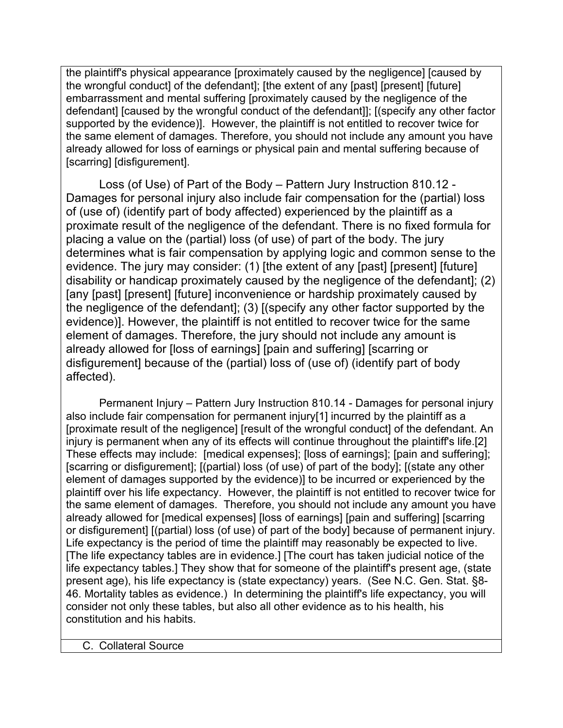the plaintiff's physical appearance [proximately caused by the negligence] [caused by the wrongful conduct] of the defendant]; [the extent of any [past] [present] [future] embarrassment and mental suffering [proximately caused by the negligence of the defendant] [caused by the wrongful conduct of the defendant]]; [(specify any other factor supported by the evidence)]. However, the plaintiff is not entitled to recover twice for the same element of damages. Therefore, you should not include any amount you have already allowed for loss of earnings or physical pain and mental suffering because of [scarring] [disfigurement].

Loss (of Use) of Part of the Body – Pattern Jury Instruction 810.12 - Damages for personal injury also include fair compensation for the (partial) loss of (use of) (identify part of body affected) experienced by the plaintiff as a proximate result of the negligence of the defendant. There is no fixed formula for placing a value on the (partial) loss (of use) of part of the body. The jury determines what is fair compensation by applying logic and common sense to the evidence. The jury may consider: (1) [the extent of any [past] [present] [future] disability or handicap proximately caused by the negligence of the defendant]; (2) [any [past] [present] [future] inconvenience or hardship proximately caused by the negligence of the defendant]; (3) [(specify any other factor supported by the evidence)]. However, the plaintiff is not entitled to recover twice for the same element of damages. Therefore, the jury should not include any amount is already allowed for [loss of earnings] [pain and suffering] [scarring or disfigurement] because of the (partial) loss of (use of) (identify part of body affected).

Permanent Injury – Pattern Jury Instruction 810.14 - Damages for personal injury also include fair compensation for permanent injury[1] incurred by the plaintiff as a [proximate result of the negligence] [result of the wrongful conduct] of the defendant. An injury is permanent when any of its effects will continue throughout the plaintiff's life.[2] These effects may include: [medical expenses]; [loss of earnings]; [pain and suffering]; [scarring or disfigurement]; [(partial) loss (of use) of part of the body]; [(state any other element of damages supported by the evidence)] to be incurred or experienced by the plaintiff over his life expectancy. However, the plaintiff is not entitled to recover twice for the same element of damages. Therefore, you should not include any amount you have already allowed for [medical expenses] [loss of earnings] [pain and suffering] [scarring or disfigurement] [(partial) loss (of use) of part of the body] because of permanent injury. Life expectancy is the period of time the plaintiff may reasonably be expected to live. [The life expectancy tables are in evidence.] [The court has taken judicial notice of the life expectancy tables.] They show that for someone of the plaintiff's present age, (state present age), his life expectancy is (state expectancy) years. (See N.C. Gen. Stat. §8-46. Mortality tables as evidence.) In determining the plaintiff's life expectancy, you will consider not only these tables, but also all other evidence as to his health, his constitution and his habits.

C. Collateral Source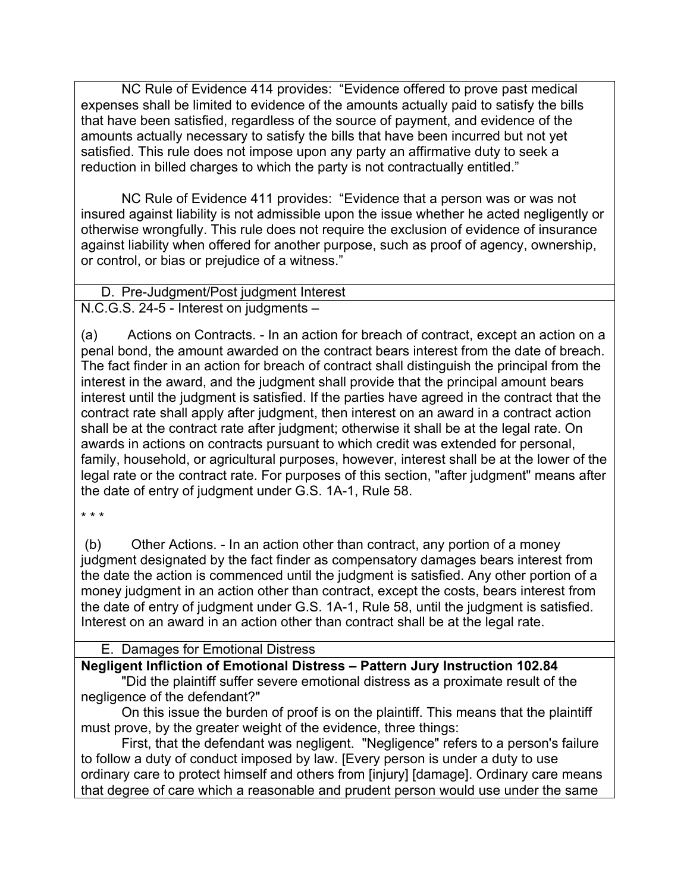NC Rule of Evidence 414 provides: "Evidence offered to prove past medical expenses shall be limited to evidence of the amounts actually paid to satisfy the bills that have been satisfied, regardless of the source of payment, and evidence of the amounts actually necessary to satisfy the bills that have been incurred but not yet satisfied. This rule does not impose upon any party an affirmative duty to seek a reduction in billed charges to which the party is not contractually entitled."

NC Rule of Evidence 411 provides: "Evidence that a person was or was not insured against liability is not admissible upon the issue whether he acted negligently or otherwise wrongfully. This rule does not require the exclusion of evidence of insurance against liability when offered for another purpose, such as proof of agency, ownership, or control, or bias or prejudice of a witness."

D. Pre-Judgment/Post judgment Interest

N.C.G.S. 24-5 - Interest on judgments –

(a) Actions on Contracts. - In an action for breach of contract, except an action on a penal bond, the amount awarded on the contract bears interest from the date of breach. The fact finder in an action for breach of contract shall distinguish the principal from the interest in the award, and the judgment shall provide that the principal amount bears interest until the judgment is satisfied. If the parties have agreed in the contract that the contract rate shall apply after judgment, then interest on an award in a contract action shall be at the contract rate after judgment; otherwise it shall be at the legal rate. On awards in actions on contracts pursuant to which credit was extended for personal, family, household, or agricultural purposes, however, interest shall be at the lower of the legal rate or the contract rate. For purposes of this section, "after judgment" means after the date of entry of judgment under G.S. 1A-1, Rule 58.

* * *

(b) Other Actions. - In an action other than contract, any portion of a money judgment designated by the fact finder as compensatory damages bears interest from the date the action is commenced until the judgment is satisfied. Any other portion of a money judgment in an action other than contract, except the costs, bears interest from the date of entry of judgment under G.S. 1A-1, Rule 58, until the judgment is satisfied. Interest on an award in an action other than contract shall be at the legal rate.

E. Damages for Emotional Distress

**Negligent Infliction of Emotional Distress – Pattern Jury Instruction 102.84**

"Did the plaintiff suffer severe emotional distress as a proximate result of the negligence of the defendant?"

On this issue the burden of proof is on the plaintiff. This means that the plaintiff must prove, by the greater weight of the evidence, three things:

First, that the defendant was negligent. "Negligence" refers to a person's failure to follow a duty of conduct imposed by law. [Every person is under a duty to use ordinary care to protect himself and others from [injury] [damage]. Ordinary care means that degree of care which a reasonable and prudent person would use under the same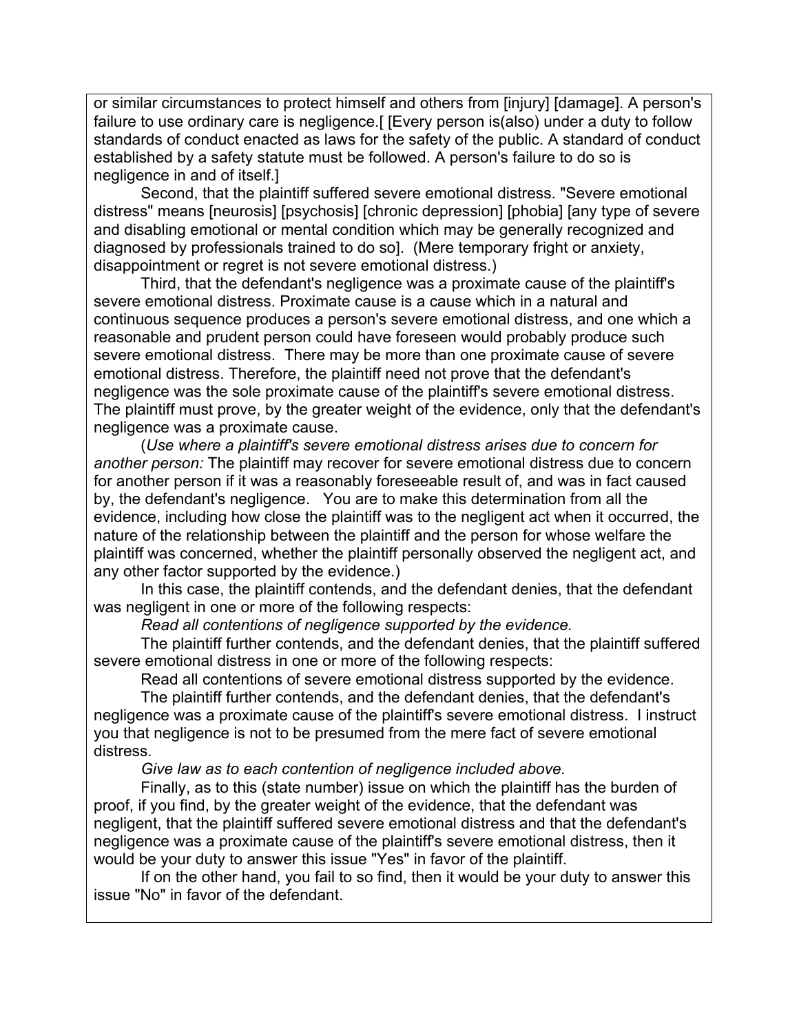or similar circumstances to protect himself and others from [injury] [damage]. A person's failure to use ordinary care is negligence.[ [Every person is(also) under a duty to follow standards of conduct enacted as laws for the safety of the public. A standard of conduct established by a safety statute must be followed. A person's failure to do so is negligence in and of itself.]

Second, that the plaintiff suffered severe emotional distress. "Severe emotional distress" means [neurosis] [psychosis] [chronic depression] [phobia] [any type of severe and disabling emotional or mental condition which may be generally recognized and diagnosed by professionals trained to do so]. (Mere temporary fright or anxiety, disappointment or regret is not severe emotional distress.)

Third, that the defendant's negligence was a proximate cause of the plaintiff's severe emotional distress. Proximate cause is a cause which in a natural and continuous sequence produces a person's severe emotional distress, and one which a reasonable and prudent person could have foreseen would probably produce such severe emotional distress. There may be more than one proximate cause of severe emotional distress. Therefore, the plaintiff need not prove that the defendant's negligence was the sole proximate cause of the plaintiff's severe emotional distress. The plaintiff must prove, by the greater weight of the evidence, only that the defendant's negligence was a proximate cause.

(*Use where a plaintiff's severe emotional distress arises due to concern for another person:* The plaintiff may recover for severe emotional distress due to concern for another person if it was a reasonably foreseeable result of, and was in fact caused by, the defendant's negligence. You are to make this determination from all the evidence, including how close the plaintiff was to the negligent act when it occurred, the nature of the relationship between the plaintiff and the person for whose welfare the plaintiff was concerned, whether the plaintiff personally observed the negligent act, and any other factor supported by the evidence.)

In this case, the plaintiff contends, and the defendant denies, that the defendant was negligent in one or more of the following respects:

*Read all contentions of negligence supported by the evidence.*

The plaintiff further contends, and the defendant denies, that the plaintiff suffered severe emotional distress in one or more of the following respects:

Read all contentions of severe emotional distress supported by the evidence.

The plaintiff further contends, and the defendant denies, that the defendant's negligence was a proximate cause of the plaintiff's severe emotional distress. I instruct you that negligence is not to be presumed from the mere fact of severe emotional distress.

*Give law as to each contention of negligence included above.*

Finally, as to this (state number) issue on which the plaintiff has the burden of proof, if you find, by the greater weight of the evidence, that the defendant was negligent, that the plaintiff suffered severe emotional distress and that the defendant's negligence was a proximate cause of the plaintiff's severe emotional distress, then it would be your duty to answer this issue "Yes" in favor of the plaintiff.

If on the other hand, you fail to so find, then it would be your duty to answer this issue "No" in favor of the defendant.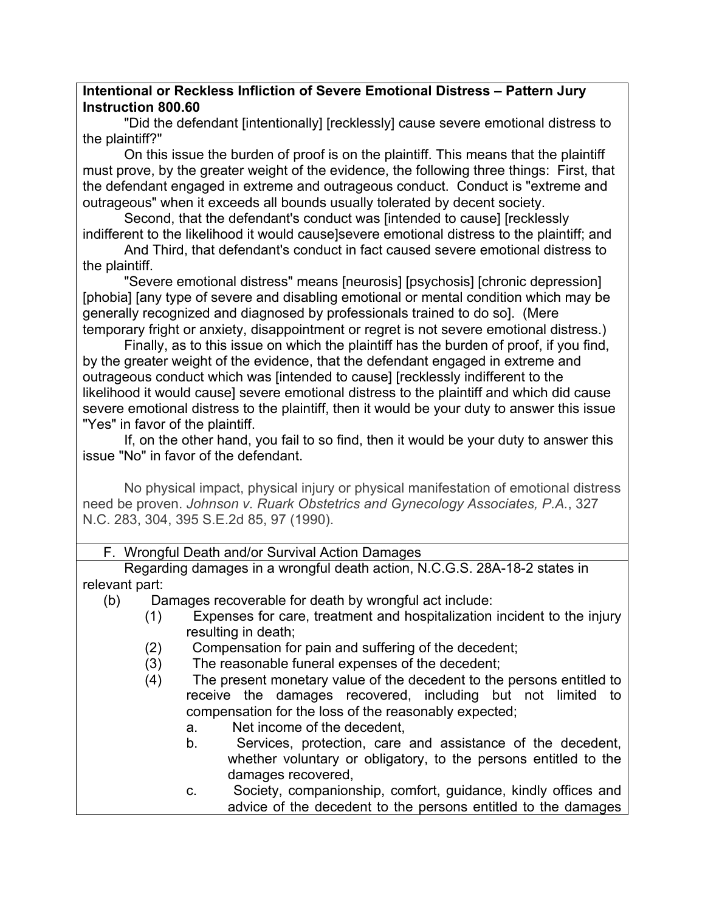**Intentional or Reckless Infliction of Severe Emotional Distress – Pattern Jury Instruction 800.60**

"Did the defendant [intentionally] [recklessly] cause severe emotional distress to the plaintiff?"

On this issue the burden of proof is on the plaintiff. This means that the plaintiff must prove, by the greater weight of the evidence, the following three things: First, that the defendant engaged in extreme and outrageous conduct. Conduct is "extreme and outrageous" when it exceeds all bounds usually tolerated by decent society.

Second, that the defendant's conduct was [intended to cause] [recklessly indifferent to the likelihood it would cause]severe emotional distress to the plaintiff; and

And Third, that defendant's conduct in fact caused severe emotional distress to the plaintiff.

"Severe emotional distress" means [neurosis] [psychosis] [chronic depression] [phobia] [any type of severe and disabling emotional or mental condition which may be generally recognized and diagnosed by professionals trained to do so]. (Mere temporary fright or anxiety, disappointment or regret is not severe emotional distress.)

Finally, as to this issue on which the plaintiff has the burden of proof, if you find, by the greater weight of the evidence, that the defendant engaged in extreme and outrageous conduct which was [intended to cause] [recklessly indifferent to the likelihood it would cause] severe emotional distress to the plaintiff and which did cause severe emotional distress to the plaintiff, then it would be your duty to answer this issue "Yes" in favor of the plaintiff.

If, on the other hand, you fail to so find, then it would be your duty to answer this issue "No" in favor of the defendant.

No physical impact, physical injury or physical manifestation of emotional distress need be proven. *Johnson v. Ruark Obstetrics and Gynecology Associates, P.A.*, 327 N.C. 283, 304, 395 S.E.2d 85, 97 (1990).

F. Wrongful Death and/or Survival Action Damages

Regarding damages in a wrongful death action, N.C.G.S. 28A-18-2 states in relevant part:

(b) Damages recoverable for death by wrongful act include:

(1) Expenses for care, treatment and hospitalization incident to the injury resulting in death;

(2) Compensation for pain and suffering of the decedent;

(3) The reasonable funeral expenses of the decedent;

(4) The present monetary value of the decedent to the persons entitled to receive the damages recovered, including but not limited to compensation for the loss of the reasonably expected;

a. Net income of the decedent,

b. Services, protection, care and assistance of the decedent, whether voluntary or obligatory, to the persons entitled to the damages recovered,

c. Society, companionship, comfort, guidance, kindly offices and advice of the decedent to the persons entitled to the damages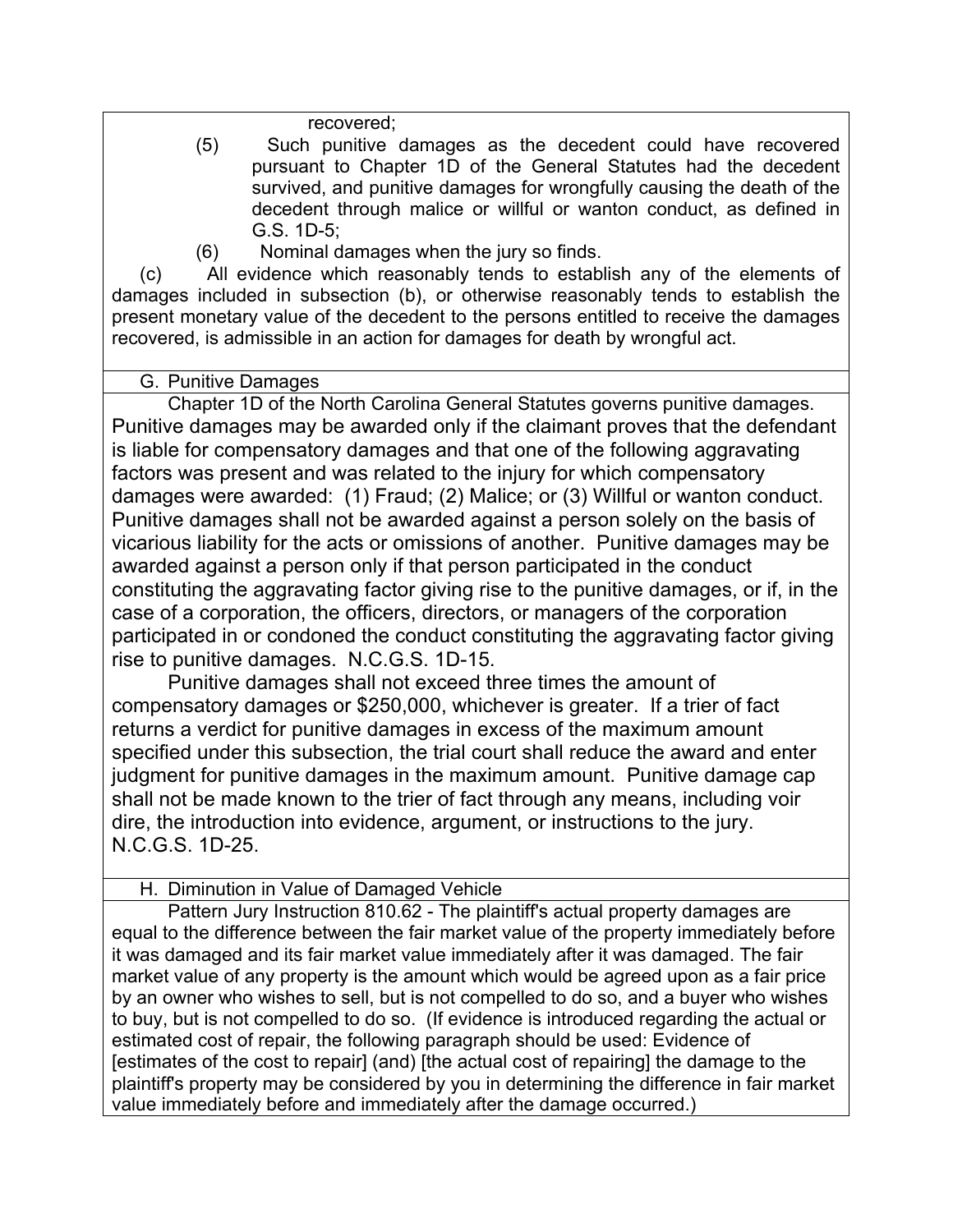recovered;

(5) Such punitive damages as the decedent could have recovered pursuant to Chapter 1D of the General Statutes had the decedent survived, and punitive damages for wrongfully causing the death of the decedent through malice or willful or wanton conduct, as defined in G.S. 1D-5;

(6) Nominal damages when the jury so finds.

(c) All evidence which reasonably tends to establish any of the elements of damages included in subsection (b), or otherwise reasonably tends to establish the present monetary value of the decedent to the persons entitled to receive the damages recovered, is admissible in an action for damages for death by wrongful act.

### G. Punitive Damages

Chapter 1D of the North Carolina General Statutes governs punitive damages. Punitive damages may be awarded only if the claimant proves that the defendant is liable for compensatory damages and that one of the following aggravating factors was present and was related to the injury for which compensatory damages were awarded: (1) Fraud; (2) Malice; or (3) Willful or wanton conduct. Punitive damages shall not be awarded against a person solely on the basis of vicarious liability for the acts or omissions of another. Punitive damages may be awarded against a person only if that person participated in the conduct constituting the aggravating factor giving rise to the punitive damages, or if, in the case of a corporation, the officers, directors, or managers of the corporation participated in or condoned the conduct constituting the aggravating factor giving rise to punitive damages. N.C.G.S. 1D-15.

Punitive damages shall not exceed three times the amount of compensatory damages or $250,000, whichever is greater. If a trier of fact returns a verdict for punitive damages in excess of the maximum amount specified under this subsection, the trial court shall reduce the award and enter judgment for punitive damages in the maximum amount. Punitive damage cap shall not be made known to the trier of fact through any means, including voir dire, the introduction into evidence, argument, or instructions to the jury. N.C.G.S. 1D-25.

### H. Diminution in Value of Damaged Vehicle

Pattern Jury Instruction 810.62 - The plaintiff's actual property damages are equal to the difference between the fair market value of the property immediately before it was damaged and its fair market value immediately after it was damaged. The fair market value of any property is the amount which would be agreed upon as a fair price by an owner who wishes to sell, but is not compelled to do so, and a buyer who wishes to buy, but is not compelled to do so. (If evidence is introduced regarding the actual or estimated cost of repair, the following paragraph should be used: Evidence of [estimates of the cost to repair] (and) [the actual cost of repairing] the damage to the plaintiff's property may be considered by you in determining the difference in fair market value immediately before and immediately after the damage occurred.)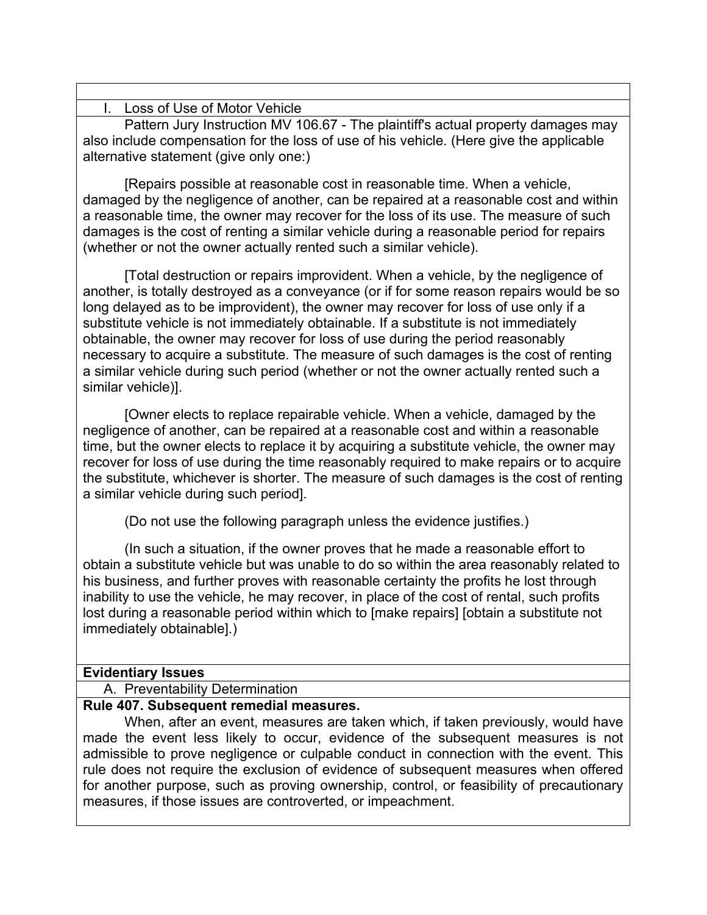## I. Loss of Use of Motor Vehicle

Pattern Jury Instruction MV 106.67 - The plaintiff's actual property damages may also include compensation for the loss of use of his vehicle. (Here give the applicable alternative statement (give only one:)

[Repairs possible at reasonable cost in reasonable time. When a vehicle, damaged by the negligence of another, can be repaired at a reasonable cost and within a reasonable time, the owner may recover for the loss of its use. The measure of such damages is the cost of renting a similar vehicle during a reasonable period for repairs (whether or not the owner actually rented such a similar vehicle).

[Total destruction or repairs improvident. When a vehicle, by the negligence of another, is totally destroyed as a conveyance (or if for some reason repairs would be so long delayed as to be improvident), the owner may recover for loss of use only if a substitute vehicle is not immediately obtainable. If a substitute is not immediately obtainable, the owner may recover for loss of use during the period reasonably necessary to acquire a substitute. The measure of such damages is the cost of renting a similar vehicle during such period (whether or not the owner actually rented such a similar vehicle)].

[Owner elects to replace repairable vehicle. When a vehicle, damaged by the negligence of another, can be repaired at a reasonable cost and within a reasonable time, but the owner elects to replace it by acquiring a substitute vehicle, the owner may recover for loss of use during the time reasonably required to make repairs or to acquire the substitute, whichever is shorter. The measure of such damages is the cost of renting a similar vehicle during such period].

(Do not use the following paragraph unless the evidence justifies.)

(In such a situation, if the owner proves that he made a reasonable effort to obtain a substitute vehicle but was unable to do so within the area reasonably related to his business, and further proves with reasonable certainty the profits he lost through inability to use the vehicle, he may recover, in place of the cost of rental, such profits lost during a reasonable period within which to [make repairs] [obtain a substitute not immediately obtainable].)

## Evidentiary Issues

### A. Preventability Determination

**Rule 407. Subsequent remedial measures.**

When, after an event, measures are taken which, if taken previously, would have made the event less likely to occur, evidence of the subsequent measures is not admissible to prove negligence or culpable conduct in connection with the event. This rule does not require the exclusion of evidence of subsequent measures when offered for another purpose, such as proving ownership, control, or feasibility of precautionary measures, if those issues are controverted, or impeachment.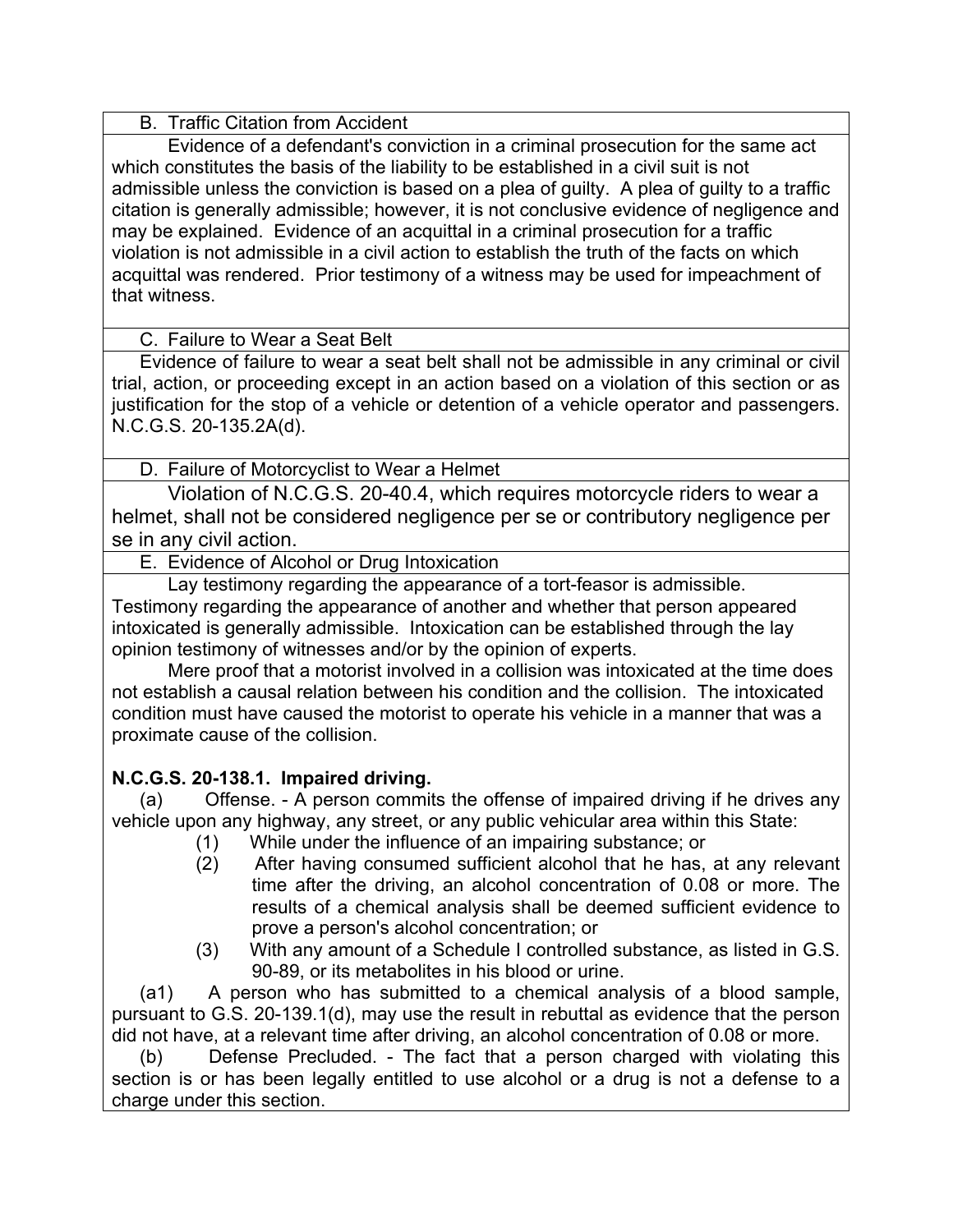B. Traffic Citation from Accident

Evidence of a defendant's conviction in a criminal prosecution for the same act which constitutes the basis of the liability to be established in a civil suit is not admissible unless the conviction is based on a plea of guilty. A plea of guilty to a traffic citation is generally admissible; however, it is not conclusive evidence of negligence and may be explained. Evidence of an acquittal in a criminal prosecution for a traffic violation is not admissible in a civil action to establish the truth of the facts on which acquittal was rendered. Prior testimony of a witness may be used for impeachment of that witness.

C. Failure to Wear a Seat Belt

Evidence of failure to wear a seat belt shall not be admissible in any criminal or civil trial, action, or proceeding except in an action based on a violation of this section or as justification for the stop of a vehicle or detention of a vehicle operator and passengers. N.C.G.S. 20-135.2A(d).

D. Failure of Motorcyclist to Wear a Helmet

Violation of N.C.G.S. 20-40.4, which requires motorcycle riders to wear a helmet, shall not be considered negligence per se or contributory negligence per se in any civil action.

E. Evidence of Alcohol or Drug Intoxication

Lay testimony regarding the appearance of a tort-feasor is admissible. Testimony regarding the appearance of another and whether that person appeared intoxicated is generally admissible. Intoxication can be established through the lay opinion testimony of witnesses and/or by the opinion of experts.

Mere proof that a motorist involved in a collision was intoxicated at the time does not establish a causal relation between his condition and the collision. The intoxicated condition must have caused the motorist to operate his vehicle in a manner that was a proximate cause of the collision.

**N.C.G.S. 20-138.1. Impaired driving.**

(a) Offense. - A person commits the offense of impaired driving if he drives any vehicle upon any highway, any street, or any public vehicular area within this State:

(1) While under the influence of an impairing substance; or

(2) After having consumed sufficient alcohol that he has, at any relevant time after the driving, an alcohol concentration of 0.08 or more. The results of a chemical analysis shall be deemed sufficient evidence to prove a person's alcohol concentration; or

(3) With any amount of a Schedule I controlled substance, as listed in G.S. 90-89, or its metabolites in his blood or urine.

(a1) A person who has submitted to a chemical analysis of a blood sample, pursuant to G.S. 20-139.1(d), may use the result in rebuttal as evidence that the person did not have, at a relevant time after driving, an alcohol concentration of 0.08 or more.

(b) Defense Precluded. - The fact that a person charged with violating this section is or has been legally entitled to use alcohol or a drug is not a defense to a charge under this section.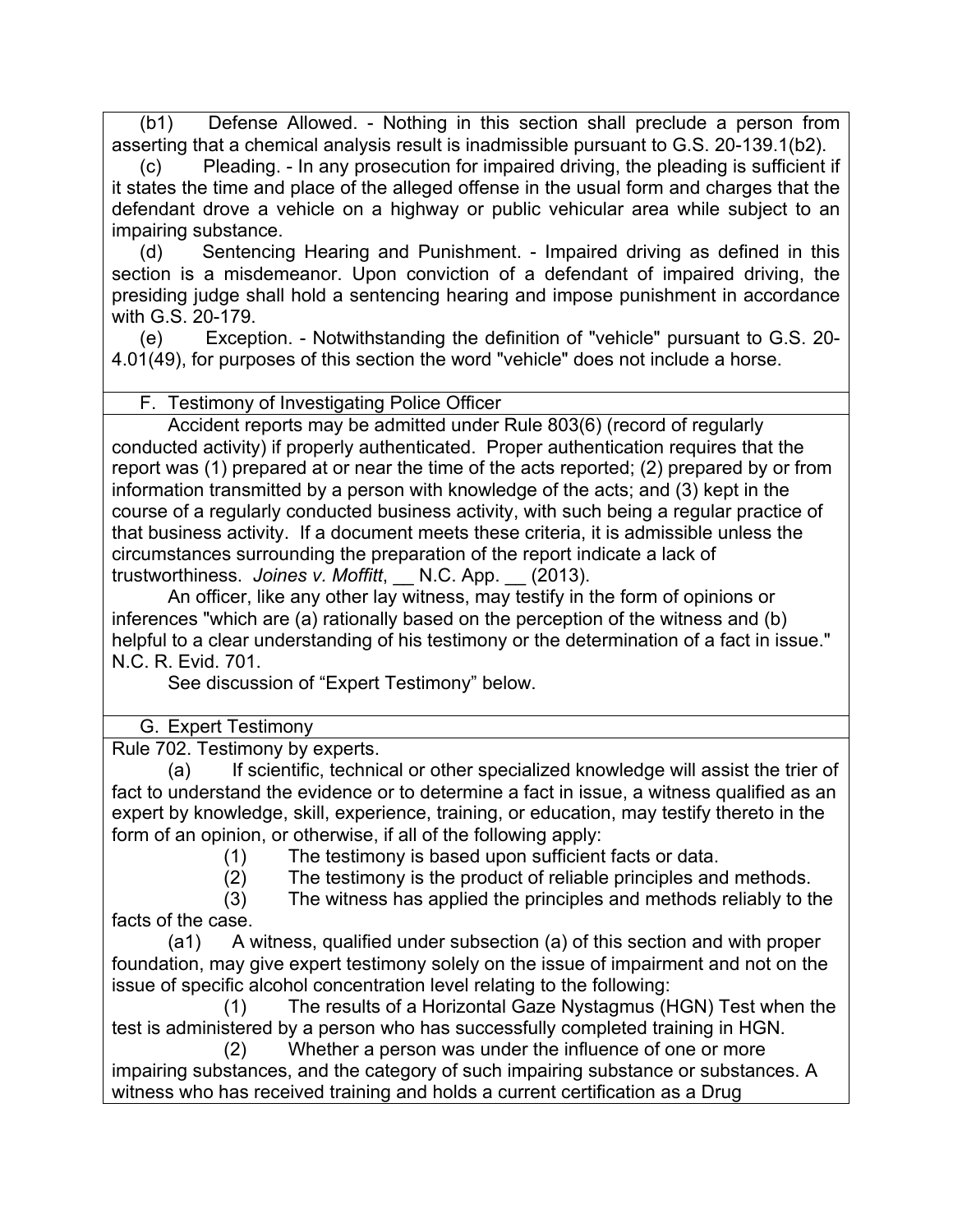(b1) Defense Allowed. - Nothing in this section shall preclude a person from asserting that a chemical analysis result is inadmissible pursuant to G.S. 20-139.1(b2).

(c) Pleading. - In any prosecution for impaired driving, the pleading is sufficient if it states the time and place of the alleged offense in the usual form and charges that the defendant drove a vehicle on a highway or public vehicular area while subject to an impairing substance.

(d) Sentencing Hearing and Punishment. - Impaired driving as defined in this section is a misdemeanor. Upon conviction of a defendant of impaired driving, the presiding judge shall hold a sentencing hearing and impose punishment in accordance with G.S. 20-179.

(e) Exception. - Notwithstanding the definition of "vehicle" pursuant to G.S. 20-4.01(49), for purposes of this section the word "vehicle" does not include a horse.

## F. Testimony of Investigating Police Officer

Accident reports may be admitted under Rule 803(6) (record of regularly conducted activity) if properly authenticated. Proper authentication requires that the report was (1) prepared at or near the time of the acts reported; (2) prepared by or from information transmitted by a person with knowledge of the acts; and (3) kept in the course of a regularly conducted business activity, with such being a regular practice of that business activity. If a document meets these criteria, it is admissible unless the circumstances surrounding the preparation of the report indicate a lack of trustworthiness. *Joines v. Moffitt*, __ N.C. App. __ (2013).

An officer, like any other lay witness, may testify in the form of opinions or inferences "which are (a) rationally based on the perception of the witness and (b) helpful to a clear understanding of his testimony or the determination of a fact in issue." N.C. R. Evid. 701.

See discussion of "Expert Testimony" below.

## G. Expert Testimony

Rule 702. Testimony by experts.

(a) If scientific, technical or other specialized knowledge will assist the trier of fact to understand the evidence or to determine a fact in issue, a witness qualified as an expert by knowledge, skill, experience, training, or education, may testify thereto in the form of an opinion, or otherwise, if all of the following apply:

(1) The testimony is based upon sufficient facts or data.

(2) The testimony is the product of reliable principles and methods.

(3) The witness has applied the principles and methods reliably to the facts of the case.

(a1) A witness, qualified under subsection (a) of this section and with proper foundation, may give expert testimony solely on the issue of impairment and not on the issue of specific alcohol concentration level relating to the following:

(1) The results of a Horizontal Gaze Nystagmus (HGN) Test when the test is administered by a person who has successfully completed training in HGN.

(2) Whether a person was under the influence of one or more impairing substances, and the category of such impairing substance or substances. A witness who has received training and holds a current certification as a Drug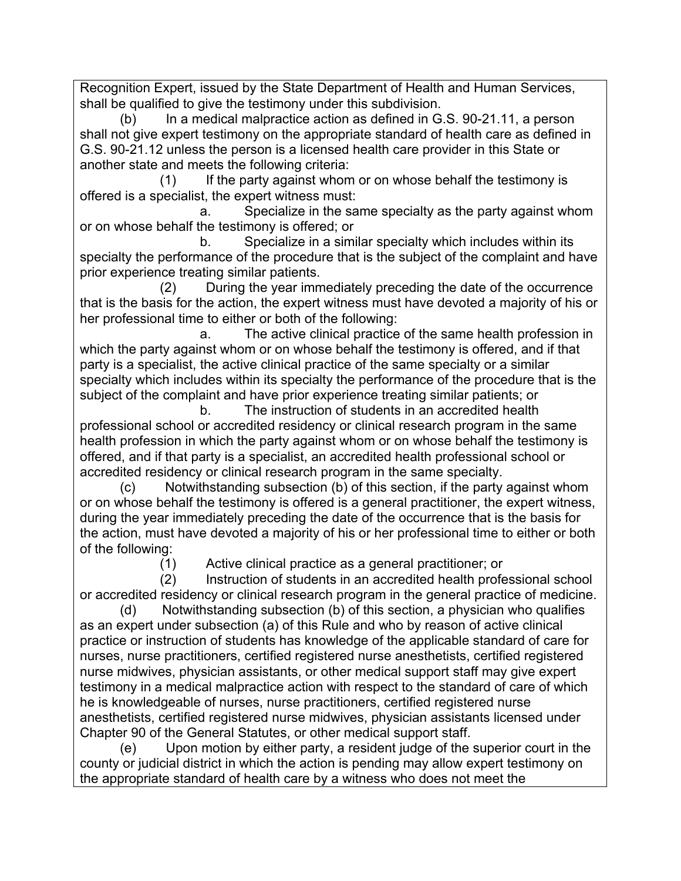Recognition Expert, issued by the State Department of Health and Human Services, shall be qualified to give the testimony under this subdivision.

(b) In a medical malpractice action as defined in G.S. 90-21.11, a person shall not give expert testimony on the appropriate standard of health care as defined in G.S. 90-21.12 unless the person is a licensed health care provider in this State or another state and meets the following criteria:

(1) If the party against whom or on whose behalf the testimony is offered is a specialist, the expert witness must:

a. Specialize in the same specialty as the party against whom or on whose behalf the testimony is offered; or

b. Specialize in a similar specialty which includes within its specialty the performance of the procedure that is the subject of the complaint and have prior experience treating similar patients.

(2) During the year immediately preceding the date of the occurrence that is the basis for the action, the expert witness must have devoted a majority of his or her professional time to either or both of the following:

a. The active clinical practice of the same health profession in which the party against whom or on whose behalf the testimony is offered, and if that party is a specialist, the active clinical practice of the same specialty or a similar specialty which includes within its specialty the performance of the procedure that is the subject of the complaint and have prior experience treating similar patients; or

b. The instruction of students in an accredited health professional school or accredited residency or clinical research program in the same health profession in which the party against whom or on whose behalf the testimony is offered, and if that party is a specialist, an accredited health professional school or accredited residency or clinical research program in the same specialty.

(c) Notwithstanding subsection (b) of this section, if the party against whom or on whose behalf the testimony is offered is a general practitioner, the expert witness, during the year immediately preceding the date of the occurrence that is the basis for the action, must have devoted a majority of his or her professional time to either or both of the following:

(1) Active clinical practice as a general practitioner; or

(2) Instruction of students in an accredited health professional school or accredited residency or clinical research program in the general practice of medicine.

(d) Notwithstanding subsection (b) of this section, a physician who qualifies as an expert under subsection (a) of this Rule and who by reason of active clinical practice or instruction of students has knowledge of the applicable standard of care for nurses, nurse practitioners, certified registered nurse anesthetists, certified registered nurse midwives, physician assistants, or other medical support staff may give expert testimony in a medical malpractice action with respect to the standard of care of which he is knowledgeable of nurses, nurse practitioners, certified registered nurse anesthetists, certified registered nurse midwives, physician assistants licensed under Chapter 90 of the General Statutes, or other medical support staff.

(e) Upon motion by either party, a resident judge of the superior court in the county or judicial district in which the action is pending may allow expert testimony on the appropriate standard of health care by a witness who does not meet the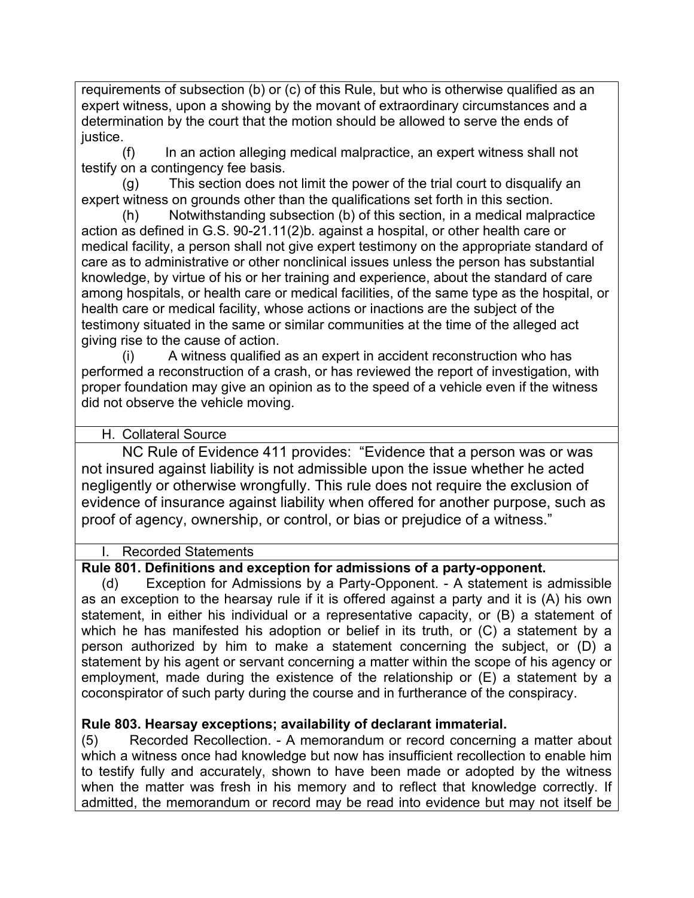requirements of subsection (b) or (c) of this Rule, but who is otherwise qualified as an expert witness, upon a showing by the movant of extraordinary circumstances and a determination by the court that the motion should be allowed to serve the ends of justice.

(f) In an action alleging medical malpractice, an expert witness shall not testify on a contingency fee basis.

(g) This section does not limit the power of the trial court to disqualify an expert witness on grounds other than the qualifications set forth in this section.

(h) Notwithstanding subsection (b) of this section, in a medical malpractice action as defined in G.S. 90-21.11(2)b. against a hospital, or other health care or medical facility, a person shall not give expert testimony on the appropriate standard of care as to administrative or other nonclinical issues unless the person has substantial knowledge, by virtue of his or her training and experience, about the standard of care among hospitals, or health care or medical facilities, of the same type as the hospital, or health care or medical facility, whose actions or inactions are the subject of the testimony situated in the same or similar communities at the time of the alleged act giving rise to the cause of action.

(i) A witness qualified as an expert in accident reconstruction who has performed a reconstruction of a crash, or has reviewed the report of investigation, with proper foundation may give an opinion as to the speed of a vehicle even if the witness did not observe the vehicle moving.

H. Collateral Source

NC Rule of Evidence 411 provides: “Evidence that a person was or was not insured against liability is not admissible upon the issue whether he acted negligently or otherwise wrongfully. This rule does not require the exclusion of evidence of insurance against liability when offered for another purpose, such as proof of agency, ownership, or control, or bias or prejudice of a witness.”

I. Recorded Statements

**Rule 801. Definitions and exception for admissions of a party-opponent.**

(d) Exception for Admissions by a Party-Opponent. - A statement is admissible as an exception to the hearsay rule if it is offered against a party and it is (A) his own statement, in either his individual or a representative capacity, or (B) a statement of which he has manifested his adoption or belief in its truth, or (C) a statement by a person authorized by him to make a statement concerning the subject, or (D) a statement by his agent or servant concerning a matter within the scope of his agency or employment, made during the existence of the relationship or (E) a statement by a coconspirator of such party during the course and in furtherance of the conspiracy.

**Rule 803. Hearsay exceptions; availability of declarant immaterial.**

(5) Recorded Recollection. - A memorandum or record concerning a matter about which a witness once had knowledge but now has insufficient recollection to enable him to testify fully and accurately, shown to have been made or adopted by the witness when the matter was fresh in his memory and to reflect that knowledge correctly. If admitted, the memorandum or record may be read into evidence but may not itself be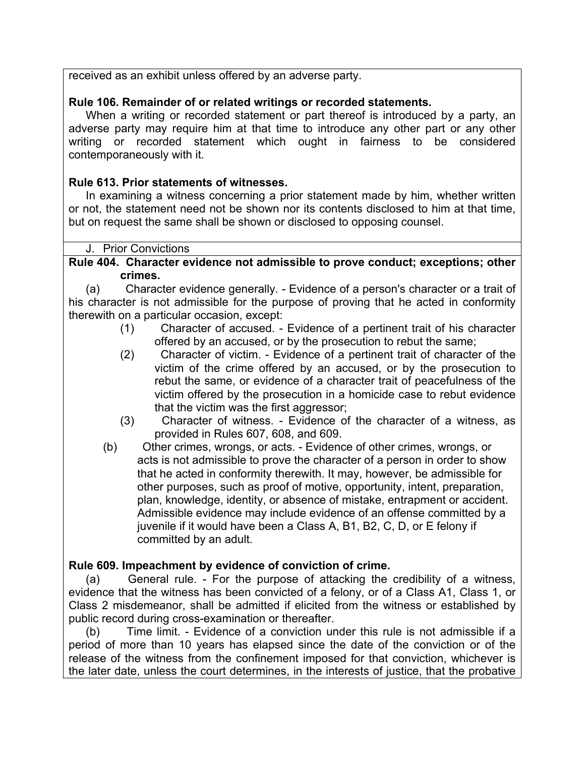received as an exhibit unless offered by an adverse party.

**Rule 106. Remainder of or related writings or recorded statements.**

When a writing or recorded statement or part thereof is introduced by a party, an adverse party may require him at that time to introduce any other part or any other writing or recorded statement which ought in fairness to be considered contemporaneously with it.

**Rule 613. Prior statements of witnesses.**

In examining a witness concerning a prior statement made by him, whether written or not, the statement need not be shown nor its contents disclosed to him at that time, but on request the same shall be shown or disclosed to opposing counsel.

J. Prior Convictions

**Rule 404. Character evidence not admissible to prove conduct; exceptions; other crimes.**

(a) Character evidence generally. - Evidence of a person's character or a trait of his character is not admissible for the purpose of proving that he acted in conformity therewith on a particular occasion, except:

(1) Character of accused. - Evidence of a pertinent trait of his character offered by an accused, or by the prosecution to rebut the same;

(2) Character of victim. - Evidence of a pertinent trait of character of the victim of the crime offered by an accused, or by the prosecution to rebut the same, or evidence of a character trait of peacefulness of the victim offered by the prosecution in a homicide case to rebut evidence that the victim was the first aggressor;

(3) Character of witness. - Evidence of the character of a witness, as provided in Rules 607, 608, and 609.

(b) Other crimes, wrongs, or acts. - Evidence of other crimes, wrongs, or acts is not admissible to prove the character of a person in order to show that he acted in conformity therewith. It may, however, be admissible for other purposes, such as proof of motive, opportunity, intent, preparation, plan, knowledge, identity, or absence of mistake, entrapment or accident. Admissible evidence may include evidence of an offense committed by a juvenile if it would have been a Class A, B1, B2, C, D, or E felony if committed by an adult.

**Rule 609. Impeachment by evidence of conviction of crime.**

(a) General rule. - For the purpose of attacking the credibility of a witness, evidence that the witness has been convicted of a felony, or of a Class A1, Class 1, or Class 2 misdemeanor, shall be admitted if elicited from the witness or established by public record during cross-examination or thereafter.

(b) Time limit. - Evidence of a conviction under this rule is not admissible if a period of more than 10 years has elapsed since the date of the conviction or of the release of the witness from the confinement imposed for that conviction, whichever is the later date, unless the court determines, in the interests of justice, that the probative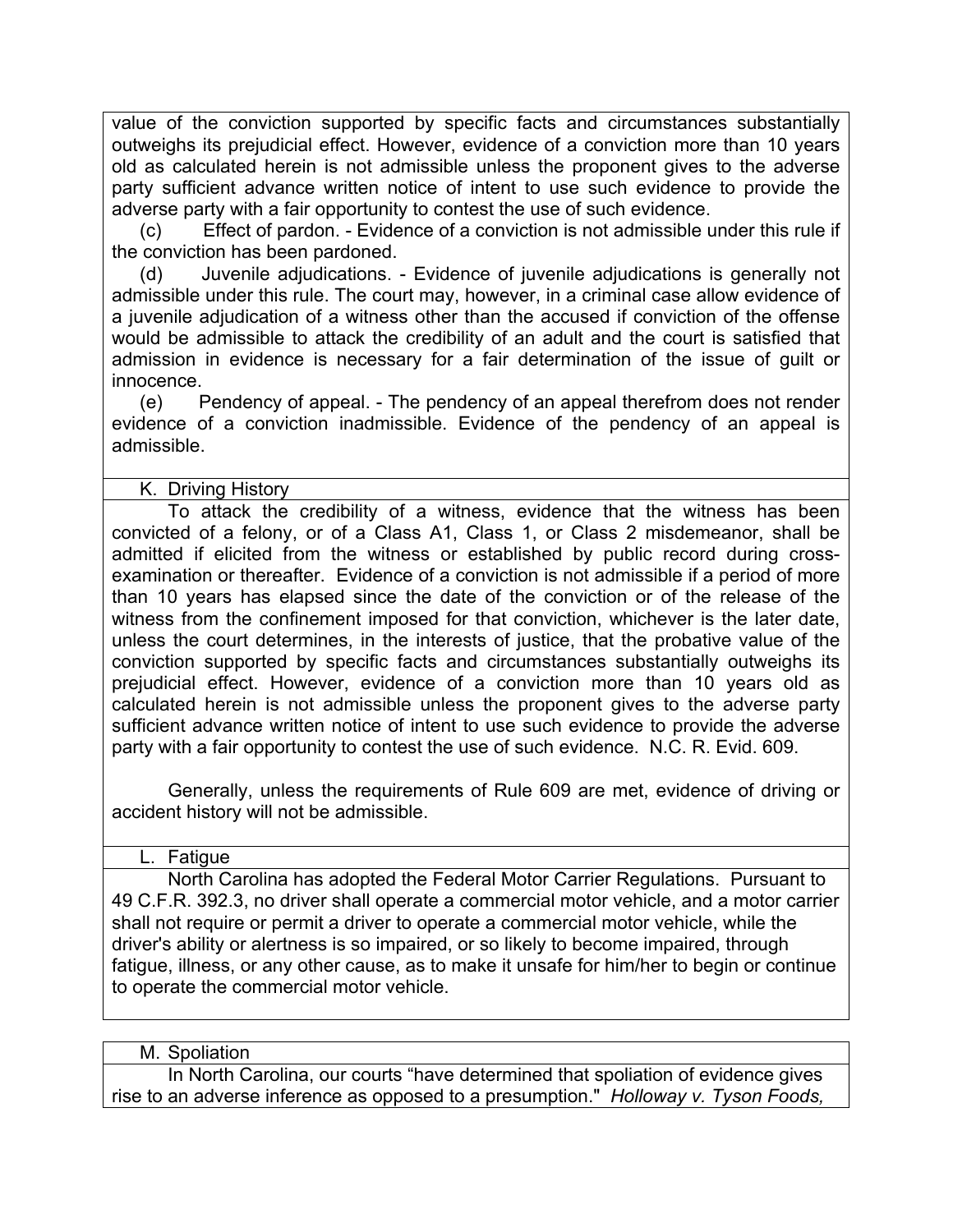value of the conviction supported by specific facts and circumstances substantially outweighs its prejudicial effect. However, evidence of a conviction more than 10 years old as calculated herein is not admissible unless the proponent gives to the adverse party sufficient advance written notice of intent to use such evidence to provide the adverse party with a fair opportunity to contest the use of such evidence.

(c) Effect of pardon. - Evidence of a conviction is not admissible under this rule if the conviction has been pardoned.

(d) Juvenile adjudications. - Evidence of juvenile adjudications is generally not admissible under this rule. The court may, however, in a criminal case allow evidence of a juvenile adjudication of a witness other than the accused if conviction of the offense would be admissible to attack the credibility of an adult and the court is satisfied that admission in evidence is necessary for a fair determination of the issue of guilt or innocence.

(e) Pendency of appeal. - The pendency of an appeal therefrom does not render evidence of a conviction inadmissible. Evidence of the pendency of an appeal is admissible.

## K. Driving History

To attack the credibility of a witness, evidence that the witness has been convicted of a felony, or of a Class A1, Class 1, or Class 2 misdemeanor, shall be admitted if elicited from the witness or established by public record during cross-examination or thereafter. Evidence of a conviction is not admissible if a period of more than 10 years has elapsed since the date of the conviction or of the release of the witness from the confinement imposed for that conviction, whichever is the later date, unless the court determines, in the interests of justice, that the probative value of the conviction supported by specific facts and circumstances substantially outweighs its prejudicial effect. However, evidence of a conviction more than 10 years old as calculated herein is not admissible unless the proponent gives to the adverse party sufficient advance written notice of intent to use such evidence to provide the adverse party with a fair opportunity to contest the use of such evidence. N.C. R. Evid. 609.

Generally, unless the requirements of Rule 609 are met, evidence of driving or accident history will not be admissible.

## L. Fatigue

North Carolina has adopted the Federal Motor Carrier Regulations. Pursuant to 49 C.F.R. 392.3, no driver shall operate a commercial motor vehicle, and a motor carrier shall not require or permit a driver to operate a commercial motor vehicle, while the driver's ability or alertness is so impaired, or so likely to become impaired, through fatigue, illness, or any other cause, as to make it unsafe for him/her to begin or continue to operate the commercial motor vehicle.

## M. Spoliation

In North Carolina, our courts "have determined that spoliation of evidence gives rise to an adverse inference as opposed to a presumption." *Holloway v. Tyson Foods,*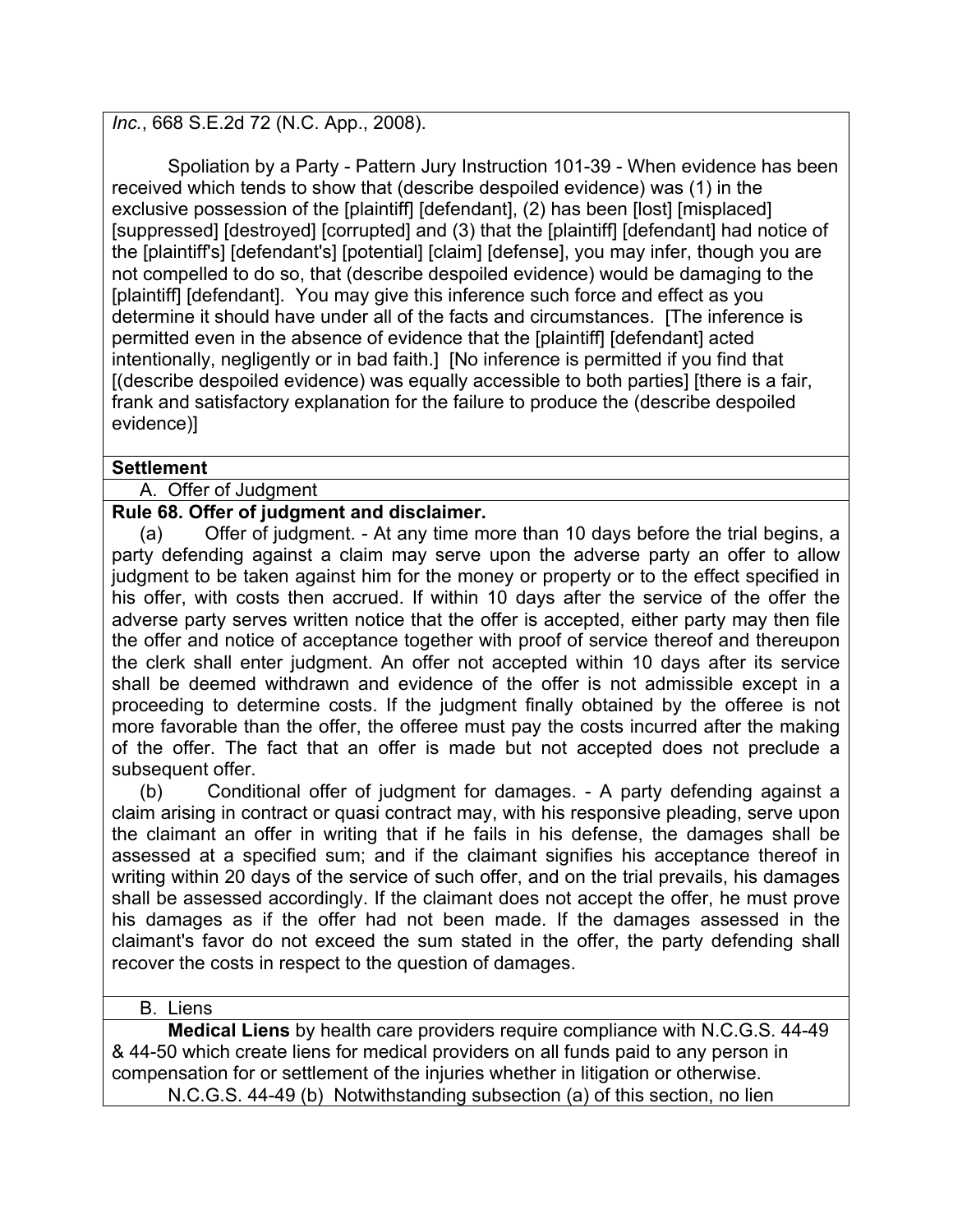*Inc.*, 668 S.E.2d 72 (N.C. App., 2008).

Spoliation by a Party - Pattern Jury Instruction 101-39 - When evidence has been received which tends to show that (describe despoiled evidence) was (1) in the exclusive possession of the [plaintiff] [defendant], (2) has been [lost] [misplaced] [suppressed] [destroyed] [corrupted] and (3) that the [plaintiff] [defendant] had notice of the [plaintiff's] [defendant's] [potential] [claim] [defense], you may infer, though you are not compelled to do so, that (describe despoiled evidence) would be damaging to the [plaintiff] [defendant]. You may give this inference such force and effect as you determine it should have under all of the facts and circumstances. [The inference is permitted even in the absence of evidence that the [plaintiff] [defendant] acted intentionally, negligently or in bad faith.] [No inference is permitted if you find that [(describe despoiled evidence) was equally accessible to both parties] [there is a fair, frank and satisfactory explanation for the failure to produce the (describe despoiled evidence)]

**Settlement**

A. Offer of Judgment

**Rule 68. Offer of judgment and disclaimer.**

(a) Offer of judgment. - At any time more than 10 days before the trial begins, a party defending against a claim may serve upon the adverse party an offer to allow judgment to be taken against him for the money or property or to the effect specified in his offer, with costs then accrued. If within 10 days after the service of the offer the adverse party serves written notice that the offer is accepted, either party may then file the offer and notice of acceptance together with proof of service thereof and thereupon the clerk shall enter judgment. An offer not accepted within 10 days after its service shall be deemed withdrawn and evidence of the offer is not admissible except in a proceeding to determine costs. If the judgment finally obtained by the offeree is not more favorable than the offer, the offeree must pay the costs incurred after the making of the offer. The fact that an offer is made but not accepted does not preclude a subsequent offer.

(b) Conditional offer of judgment for damages. - A party defending against a claim arising in contract or quasi contract may, with his responsive pleading, serve upon the claimant an offer in writing that if he fails in his defense, the damages shall be assessed at a specified sum; and if the claimant signifies his acceptance thereof in writing within 20 days of the service of such offer, and on the trial prevails, his damages shall be assessed accordingly. If the claimant does not accept the offer, he must prove his damages as if the offer had not been made. If the damages assessed in the claimant's favor do not exceed the sum stated in the offer, the party defending shall recover the costs in respect to the question of damages.

B. Liens

**Medical Liens** by health care providers require compliance with N.C.G.S. 44-49 & 44-50 which create liens for medical providers on all funds paid to any person in compensation for or settlement of the injuries whether in litigation or otherwise.

N.C.G.S. 44-49 (b) Notwithstanding subsection (a) of this section, no lien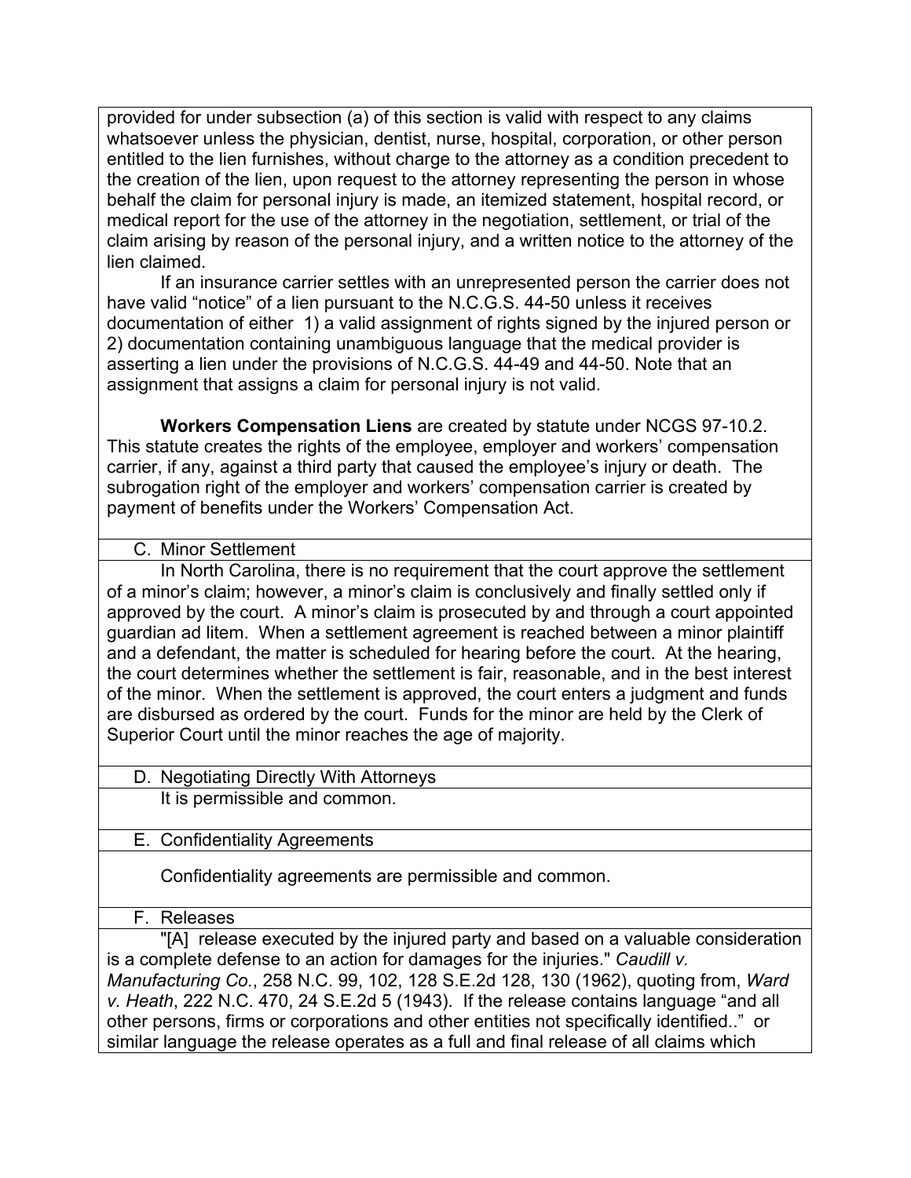provided for under subsection (a) of this section is valid with respect to any claims whatsoever unless the physician, dentist, nurse, hospital, corporation, or other person entitled to the lien furnishes, without charge to the attorney as a condition precedent to the creation of the lien, upon request to the attorney representing the person in whose behalf the claim for personal injury is made, an itemized statement, hospital record, or medical report for the use of the attorney in the negotiation, settlement, or trial of the claim arising by reason of the personal injury, and a written notice to the attorney of the lien claimed.

If an insurance carrier settles with an unrepresented person the carrier does not have valid "notice" of a lien pursuant to the N.C.G.S. 44-50 unless it receives documentation of either 1) a valid assignment of rights signed by the injured person or 2) documentation containing unambiguous language that the medical provider is asserting a lien under the provisions of N.C.G.S. 44-49 and 44-50. Note that an assignment that assigns a claim for personal injury is not valid.

**Workers Compensation Liens** are created by statute under NCGS 97-10.2. This statute creates the rights of the employee, employer and workers' compensation carrier, if any, against a third party that caused the employee's injury or death. The subrogation right of the employer and workers' compensation carrier is created by payment of benefits under the Workers' Compensation Act.

C. Minor Settlement

In North Carolina, there is no requirement that the court approve the settlement of a minor's claim; however, a minor's claim is conclusively and finally settled only if approved by the court. A minor's claim is prosecuted by and through a court appointed guardian ad litem. When a settlement agreement is reached between a minor plaintiff and a defendant, the matter is scheduled for hearing before the court. At the hearing, the court determines whether the settlement is fair, reasonable, and in the best interest of the minor. When the settlement is approved, the court enters a judgment and funds are disbursed as ordered by the court. Funds for the minor are held by the Clerk of Superior Court until the minor reaches the age of majority.

D. Negotiating Directly With Attorneys

It is permissible and common.

E. Confidentiality Agreements

Confidentiality agreements are permissible and common.

F. Releases

"[A] release executed by the injured party and based on a valuable consideration is a complete defense to an action for damages for the injuries." *Caudill v. Manufacturing Co.*, 258 N.C. 99, 102, 128 S.E.2d 128, 130 (1962), quoting from, *Ward v. Heath*, 222 N.C. 470, 24 S.E.2d 5 (1943). If the release contains language "and all other persons, firms or corporations and other entities not specifically identified.." or similar language the release operates as a full and final release of all claims which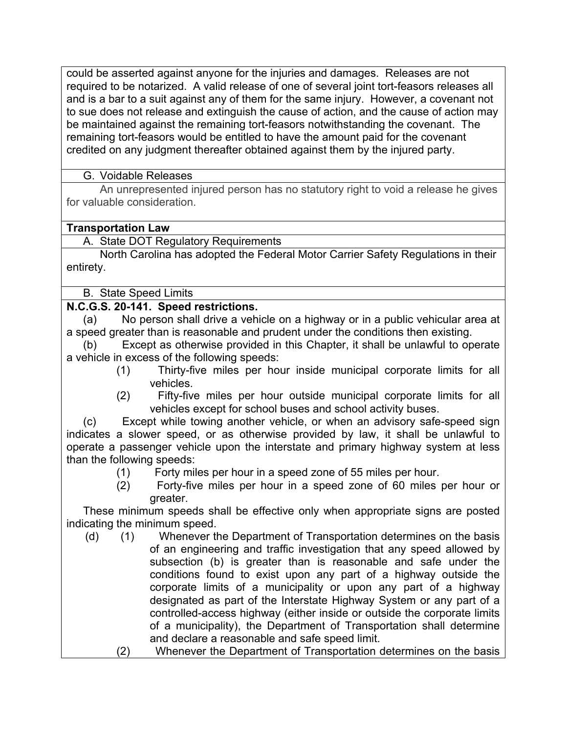could be asserted against anyone for the injuries and damages. Releases are not required to be notarized. A valid release of one of several joint tort-feasors releases all and is a bar to a suit against any of them for the same injury. However, a covenant not to sue does not release and extinguish the cause of action, and the cause of action may be maintained against the remaining tort-feasors notwithstanding the covenant. The remaining tort-feasors would be entitled to have the amount paid for the covenant credited on any judgment thereafter obtained against them by the injured party.

G. Voidable Releases

An unrepresented injured person has no statutory right to void a release he gives for valuable consideration.

**Transportation Law**

A. State DOT Regulatory Requirements

North Carolina has adopted the Federal Motor Carrier Safety Regulations in their entirety.

B. State Speed Limits

**N.C.G.S. 20-141. Speed restrictions.**

(a) No person shall drive a vehicle on a highway or in a public vehicular area at a speed greater than is reasonable and prudent under the conditions then existing.

(b) Except as otherwise provided in this Chapter, it shall be unlawful to operate a vehicle in excess of the following speeds:

(1) Thirty-five miles per hour inside municipal corporate limits for all vehicles.

(2) Fifty-five miles per hour outside municipal corporate limits for all vehicles except for school buses and school activity buses.

(c) Except while towing another vehicle, or when an advisory safe-speed sign indicates a slower speed, or as otherwise provided by law, it shall be unlawful to operate a passenger vehicle upon the interstate and primary highway system at less than the following speeds:

(1) Forty miles per hour in a speed zone of 55 miles per hour.

(2) Forty-five miles per hour in a speed zone of 60 miles per hour or greater.

These minimum speeds shall be effective only when appropriate signs are posted indicating the minimum speed.

(d) (1) Whenever the Department of Transportation determines on the basis of an engineering and traffic investigation that any speed allowed by subsection (b) is greater than is reasonable and safe under the conditions found to exist upon any part of a highway outside the corporate limits of a municipality or upon any part of a highway designated as part of the Interstate Highway System or any part of a controlled-access highway (either inside or outside the corporate limits of a municipality), the Department of Transportation shall determine and declare a reasonable and safe speed limit.

(2) Whenever the Department of Transportation determines on the basis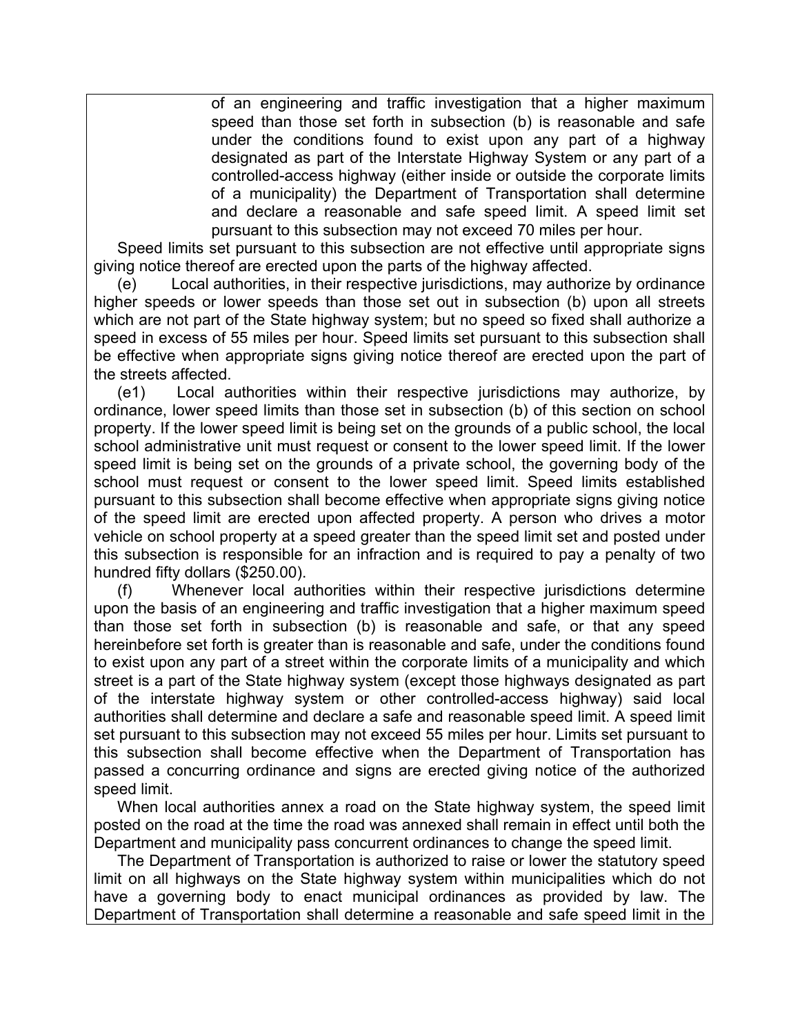of an engineering and traffic investigation that a higher maximum speed than those set forth in subsection (b) is reasonable and safe under the conditions found to exist upon any part of a highway designated as part of the Interstate Highway System or any part of a controlled-access highway (either inside or outside the corporate limits of a municipality) the Department of Transportation shall determine and declare a reasonable and safe speed limit. A speed limit set pursuant to this subsection may not exceed 70 miles per hour.

Speed limits set pursuant to this subsection are not effective until appropriate signs giving notice thereof are erected upon the parts of the highway affected.

(e) Local authorities, in their respective jurisdictions, may authorize by ordinance higher speeds or lower speeds than those set out in subsection (b) upon all streets which are not part of the State highway system; but no speed so fixed shall authorize a speed in excess of 55 miles per hour. Speed limits set pursuant to this subsection shall be effective when appropriate signs giving notice thereof are erected upon the part of the streets affected.

(e1) Local authorities within their respective jurisdictions may authorize, by ordinance, lower speed limits than those set in subsection (b) of this section on school property. If the lower speed limit is being set on the grounds of a public school, the local school administrative unit must request or consent to the lower speed limit. If the lower speed limit is being set on the grounds of a private school, the governing body of the school must request or consent to the lower speed limit. Speed limits established pursuant to this subsection shall become effective when appropriate signs giving notice of the speed limit are erected upon affected property. A person who drives a motor vehicle on school property at a speed greater than the speed limit set and posted under this subsection is responsible for an infraction and is required to pay a penalty of two hundred fifty dollars ($250.00).

(f) Whenever local authorities within their respective jurisdictions determine upon the basis of an engineering and traffic investigation that a higher maximum speed than those set forth in subsection (b) is reasonable and safe, or that any speed hereinbefore set forth is greater than is reasonable and safe, under the conditions found to exist upon any part of a street within the corporate limits of a municipality and which street is a part of the State highway system (except those highways designated as part of the interstate highway system or other controlled-access highway) said local authorities shall determine and declare a safe and reasonable speed limit. A speed limit set pursuant to this subsection may not exceed 55 miles per hour. Limits set pursuant to this subsection shall become effective when the Department of Transportation has passed a concurring ordinance and signs are erected giving notice of the authorized speed limit.

When local authorities annex a road on the State highway system, the speed limit posted on the road at the time the road was annexed shall remain in effect until both the Department and municipality pass concurrent ordinances to change the speed limit.

The Department of Transportation is authorized to raise or lower the statutory speed limit on all highways on the State highway system within municipalities which do not have a governing body to enact municipal ordinances as provided by law. The Department of Transportation shall determine a reasonable and safe speed limit in the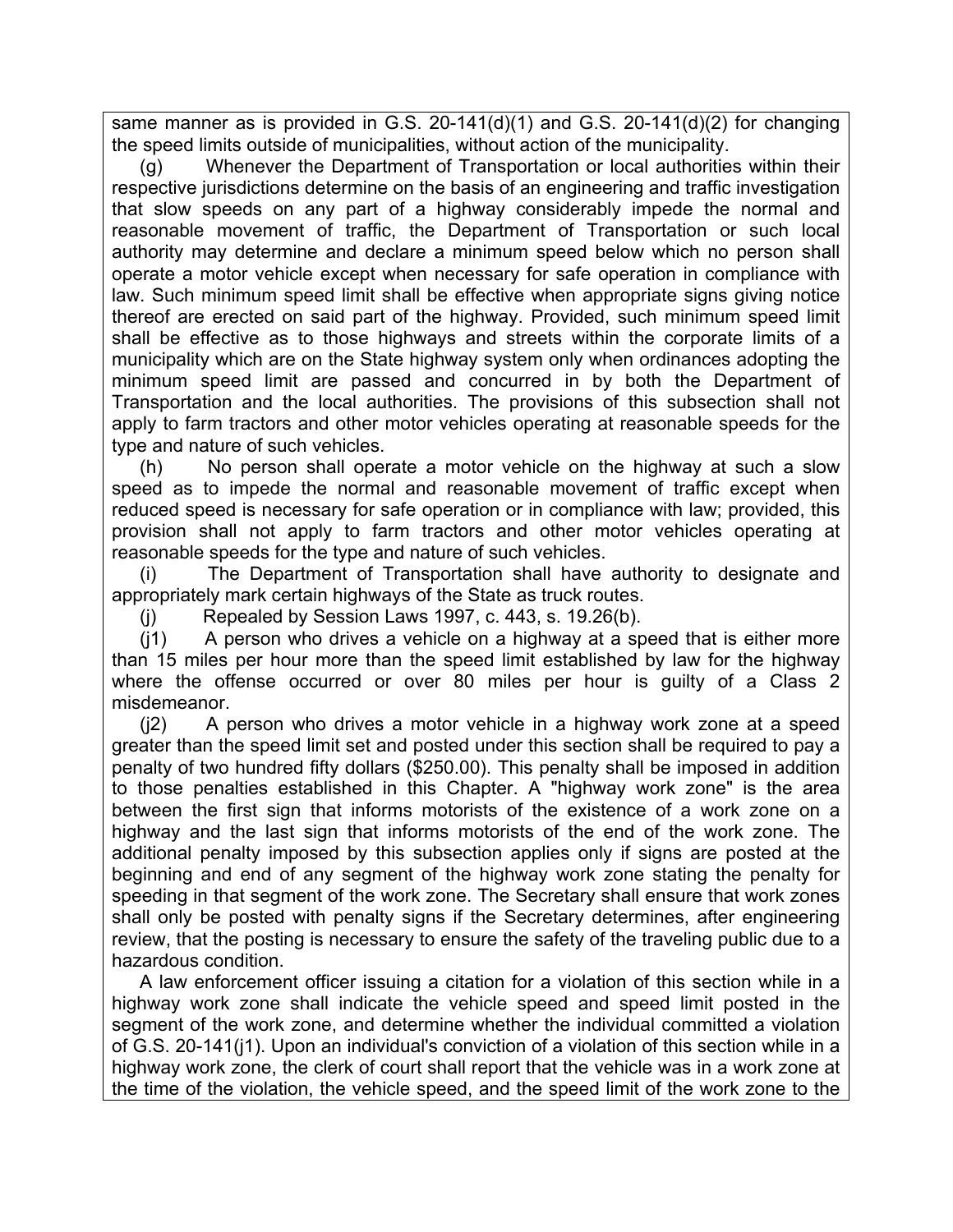same manner as is provided in G.S. 20-141(d)(1) and G.S. 20-141(d)(2) for changing the speed limits outside of municipalities, without action of the municipality.

(g) Whenever the Department of Transportation or local authorities within their respective jurisdictions determine on the basis of an engineering and traffic investigation that slow speeds on any part of a highway considerably impede the normal and reasonable movement of traffic, the Department of Transportation or such local authority may determine and declare a minimum speed below which no person shall operate a motor vehicle except when necessary for safe operation in compliance with law. Such minimum speed limit shall be effective when appropriate signs giving notice thereof are erected on said part of the highway. Provided, such minimum speed limit shall be effective as to those highways and streets within the corporate limits of a municipality which are on the State highway system only when ordinances adopting the minimum speed limit are passed and concurred in by both the Department of Transportation and the local authorities. The provisions of this subsection shall not apply to farm tractors and other motor vehicles operating at reasonable speeds for the type and nature of such vehicles.

(h) No person shall operate a motor vehicle on the highway at such a slow speed as to impede the normal and reasonable movement of traffic except when reduced speed is necessary for safe operation or in compliance with law; provided, this provision shall not apply to farm tractors and other motor vehicles operating at reasonable speeds for the type and nature of such vehicles.

(i) The Department of Transportation shall have authority to designate and appropriately mark certain highways of the State as truck routes.

(j) Repealed by Session Laws 1997, c. 443, s. 19.26(b).

(j1) A person who drives a vehicle on a highway at a speed that is either more than 15 miles per hour more than the speed limit established by law for the highway where the offense occurred or over 80 miles per hour is guilty of a Class 2 misdemeanor.

(j2) A person who drives a motor vehicle in a highway work zone at a speed greater than the speed limit set and posted under this section shall be required to pay a penalty of two hundred fifty dollars ($250.00). This penalty shall be imposed in addition to those penalties established in this Chapter. A "highway work zone" is the area between the first sign that informs motorists of the existence of a work zone on a highway and the last sign that informs motorists of the end of the work zone. The additional penalty imposed by this subsection applies only if signs are posted at the beginning and end of any segment of the highway work zone stating the penalty for speeding in that segment of the work zone. The Secretary shall ensure that work zones shall only be posted with penalty signs if the Secretary determines, after engineering review, that the posting is necessary to ensure the safety of the traveling public due to a hazardous condition.

A law enforcement officer issuing a citation for a violation of this section while in a highway work zone shall indicate the vehicle speed and speed limit posted in the segment of the work zone, and determine whether the individual committed a violation of G.S. 20-141(j1). Upon an individual's conviction of a violation of this section while in a highway work zone, the clerk of court shall report that the vehicle was in a work zone at the time of the violation, the vehicle speed, and the speed limit of the work zone to the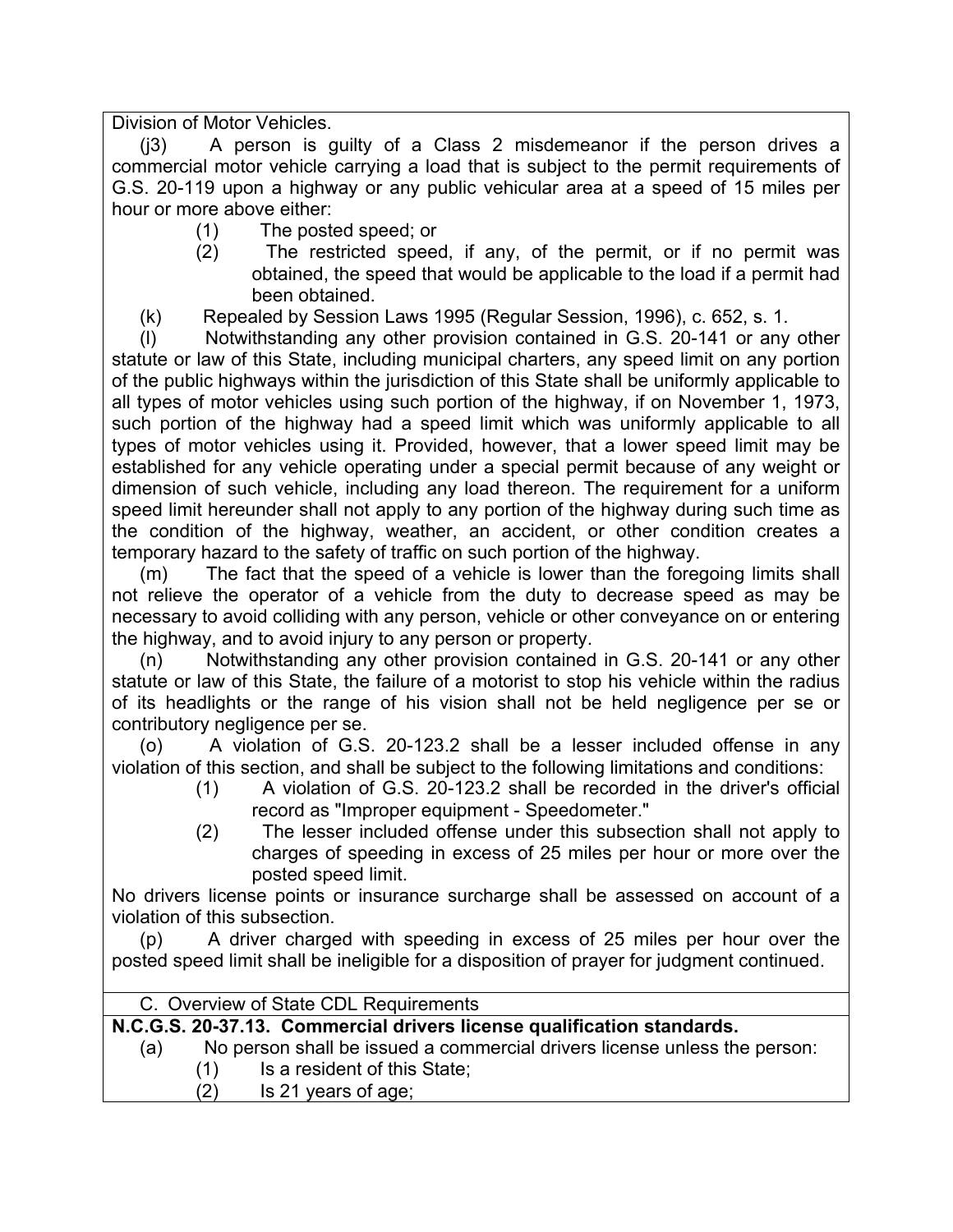Division of Motor Vehicles.

(j3) A person is guilty of a Class 2 misdemeanor if the person drives a commercial motor vehicle carrying a load that is subject to the permit requirements of G.S. 20-119 upon a highway or any public vehicular area at a speed of 15 miles per hour or more above either:

(1) The posted speed; or

(2) The restricted speed, if any, of the permit, or if no permit was obtained, the speed that would be applicable to the load if a permit had been obtained.

(k) Repealed by Session Laws 1995 (Regular Session, 1996), c. 652, s. 1.

(l) Notwithstanding any other provision contained in G.S. 20-141 or any other statute or law of this State, including municipal charters, any speed limit on any portion of the public highways within the jurisdiction of this State shall be uniformly applicable to all types of motor vehicles using such portion of the highway, if on November 1, 1973, such portion of the highway had a speed limit which was uniformly applicable to all types of motor vehicles using it. Provided, however, that a lower speed limit may be established for any vehicle operating under a special permit because of any weight or dimension of such vehicle, including any load thereon. The requirement for a uniform speed limit hereunder shall not apply to any portion of the highway during such time as the condition of the highway, weather, an accident, or other condition creates a temporary hazard to the safety of traffic on such portion of the highway.

(m) The fact that the speed of a vehicle is lower than the foregoing limits shall not relieve the operator of a vehicle from the duty to decrease speed as may be necessary to avoid colliding with any person, vehicle or other conveyance on or entering the highway, and to avoid injury to any person or property.

(n) Notwithstanding any other provision contained in G.S. 20-141 or any other statute or law of this State, the failure of a motorist to stop his vehicle within the radius of its headlights or the range of his vision shall not be held negligence per se or contributory negligence per se.

(o) A violation of G.S. 20-123.2 shall be a lesser included offense in any violation of this section, and shall be subject to the following limitations and conditions:

(1) A violation of G.S. 20-123.2 shall be recorded in the driver's official record as "Improper equipment - Speedometer."

(2) The lesser included offense under this subsection shall not apply to charges of speeding in excess of 25 miles per hour or more over the posted speed limit.

No drivers license points or insurance surcharge shall be assessed on account of a violation of this subsection.

(p) A driver charged with speeding in excess of 25 miles per hour over the posted speed limit shall be ineligible for a disposition of prayer for judgment continued.

C. Overview of State CDL Requirements

**N.C.G.S. 20-37.13. Commercial drivers license qualification standards.**

(a) No person shall be issued a commercial drivers license unless the person:

(1) Is a resident of this State;

(2) Is 21 years of age;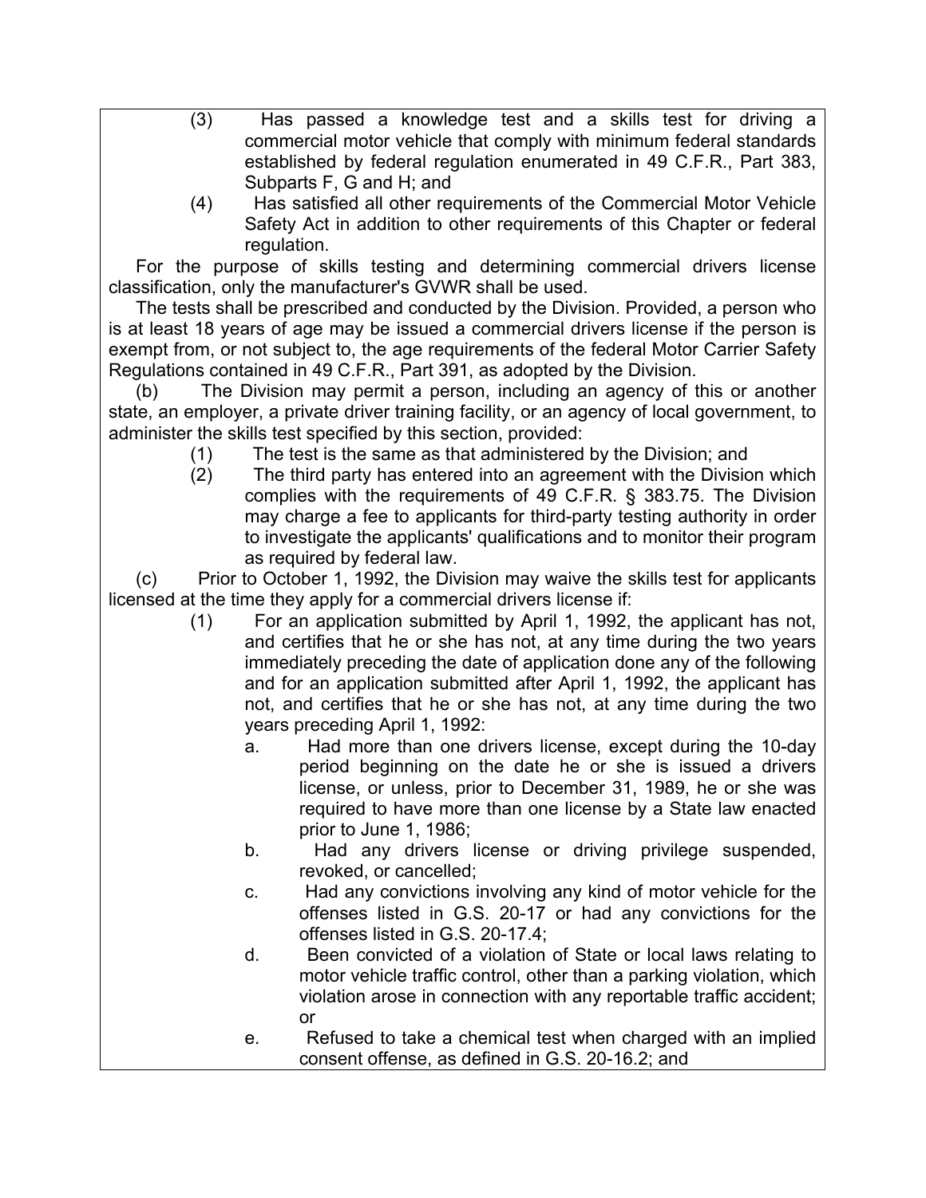(3) Has passed a knowledge test and a skills test for driving a commercial motor vehicle that comply with minimum federal standards established by federal regulation enumerated in 49 C.F.R., Part 383, Subparts F, G and H; and

(4) Has satisfied all other requirements of the Commercial Motor Vehicle Safety Act in addition to other requirements of this Chapter or federal regulation.

For the purpose of skills testing and determining commercial drivers license classification, only the manufacturer's GVWR shall be used.

The tests shall be prescribed and conducted by the Division. Provided, a person who is at least 18 years of age may be issued a commercial drivers license if the person is exempt from, or not subject to, the age requirements of the federal Motor Carrier Safety Regulations contained in 49 C.F.R., Part 391, as adopted by the Division.

(b) The Division may permit a person, including an agency of this or another state, an employer, a private driver training facility, or an agency of local government, to administer the skills test specified by this section, provided:

(1) The test is the same as that administered by the Division; and

(2) The third party has entered into an agreement with the Division which complies with the requirements of 49 C.F.R. § 383.75. The Division may charge a fee to applicants for third-party testing authority in order to investigate the applicants' qualifications and to monitor their program as required by federal law.

(c) Prior to October 1, 1992, the Division may waive the skills test for applicants licensed at the time they apply for a commercial drivers license if:

(1) For an application submitted by April 1, 1992, the applicant has not, and certifies that he or she has not, at any time during the two years immediately preceding the date of application done any of the following and for an application submitted after April 1, 1992, the applicant has not, and certifies that he or she has not, at any time during the two years preceding April 1, 1992:

a. Had more than one drivers license, except during the 10-day period beginning on the date he or she is issued a drivers license, or unless, prior to December 31, 1989, he or she was required to have more than one license by a State law enacted prior to June 1, 1986;

b. Had any drivers license or driving privilege suspended, revoked, or cancelled;

c. Had any convictions involving any kind of motor vehicle for the offenses listed in G.S. 20-17 or had any convictions for the offenses listed in G.S. 20-17.4;

d. Been convicted of a violation of State or local laws relating to motor vehicle traffic control, other than a parking violation, which violation arose in connection with any reportable traffic accident; or

e. Refused to take a chemical test when charged with an implied consent offense, as defined in G.S. 20-16.2; and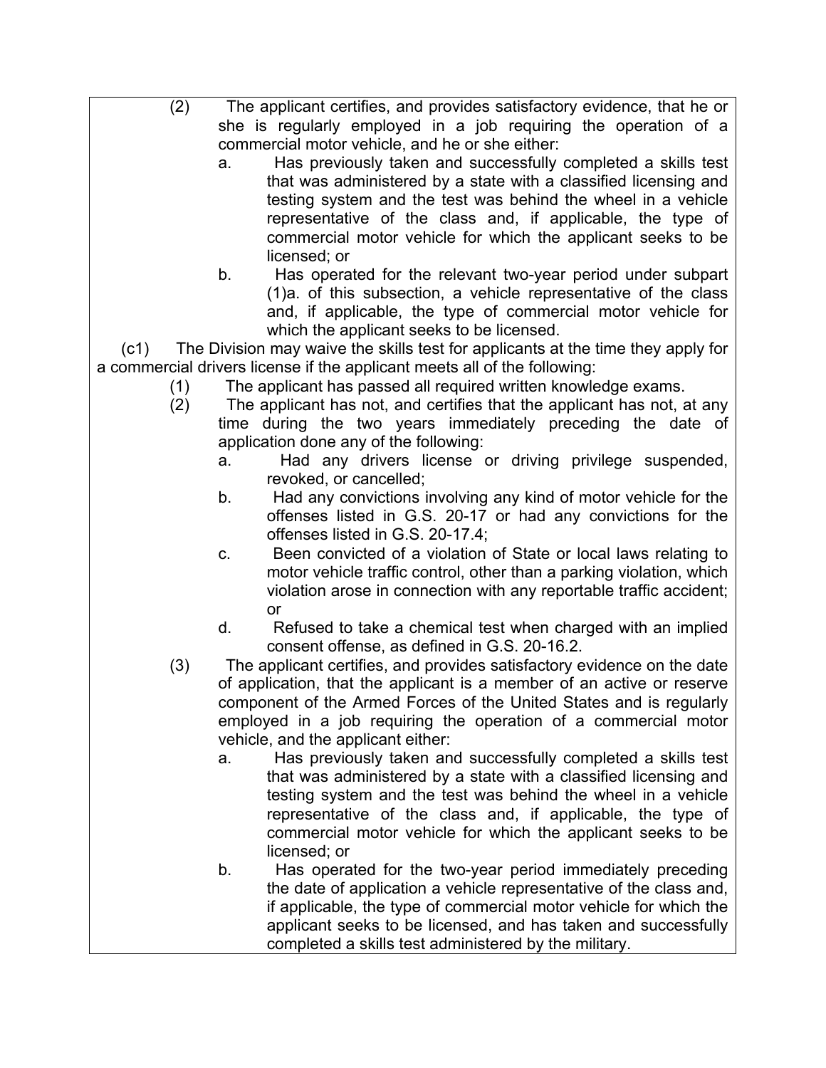(2) The applicant certifies, and provides satisfactory evidence, that he or she is regularly employed in a job requiring the operation of a commercial motor vehicle, and he or she either:

a. Has previously taken and successfully completed a skills test that was administered by a state with a classified licensing and testing system and the test was behind the wheel in a vehicle representative of the class and, if applicable, the type of commercial motor vehicle for which the applicant seeks to be licensed; or

b. Has operated for the relevant two-year period under subpart (1)a. of this subsection, a vehicle representative of the class and, if applicable, the type of commercial motor vehicle for which the applicant seeks to be licensed.

(c1) The Division may waive the skills test for applicants at the time they apply for a commercial drivers license if the applicant meets all of the following:

(1) The applicant has passed all required written knowledge exams.

(2) The applicant has not, and certifies that the applicant has not, at any time during the two years immediately preceding the date of application done any of the following:

a. Had any drivers license or driving privilege suspended, revoked, or cancelled;

b. Had any convictions involving any kind of motor vehicle for the offenses listed in G.S. 20-17 or had any convictions for the offenses listed in G.S. 20-17.4;

c. Been convicted of a violation of State or local laws relating to motor vehicle traffic control, other than a parking violation, which violation arose in connection with any reportable traffic accident; or

d. Refused to take a chemical test when charged with an implied consent offense, as defined in G.S. 20-16.2.

(3) The applicant certifies, and provides satisfactory evidence on the date of application, that the applicant is a member of an active or reserve component of the Armed Forces of the United States and is regularly employed in a job requiring the operation of a commercial motor vehicle, and the applicant either:

a. Has previously taken and successfully completed a skills test that was administered by a state with a classified licensing and testing system and the test was behind the wheel in a vehicle representative of the class and, if applicable, the type of commercial motor vehicle for which the applicant seeks to be licensed; or

b. Has operated for the two-year period immediately preceding the date of application a vehicle representative of the class and, if applicable, the type of commercial motor vehicle for which the applicant seeks to be licensed, and has taken and successfully completed a skills test administered by the military.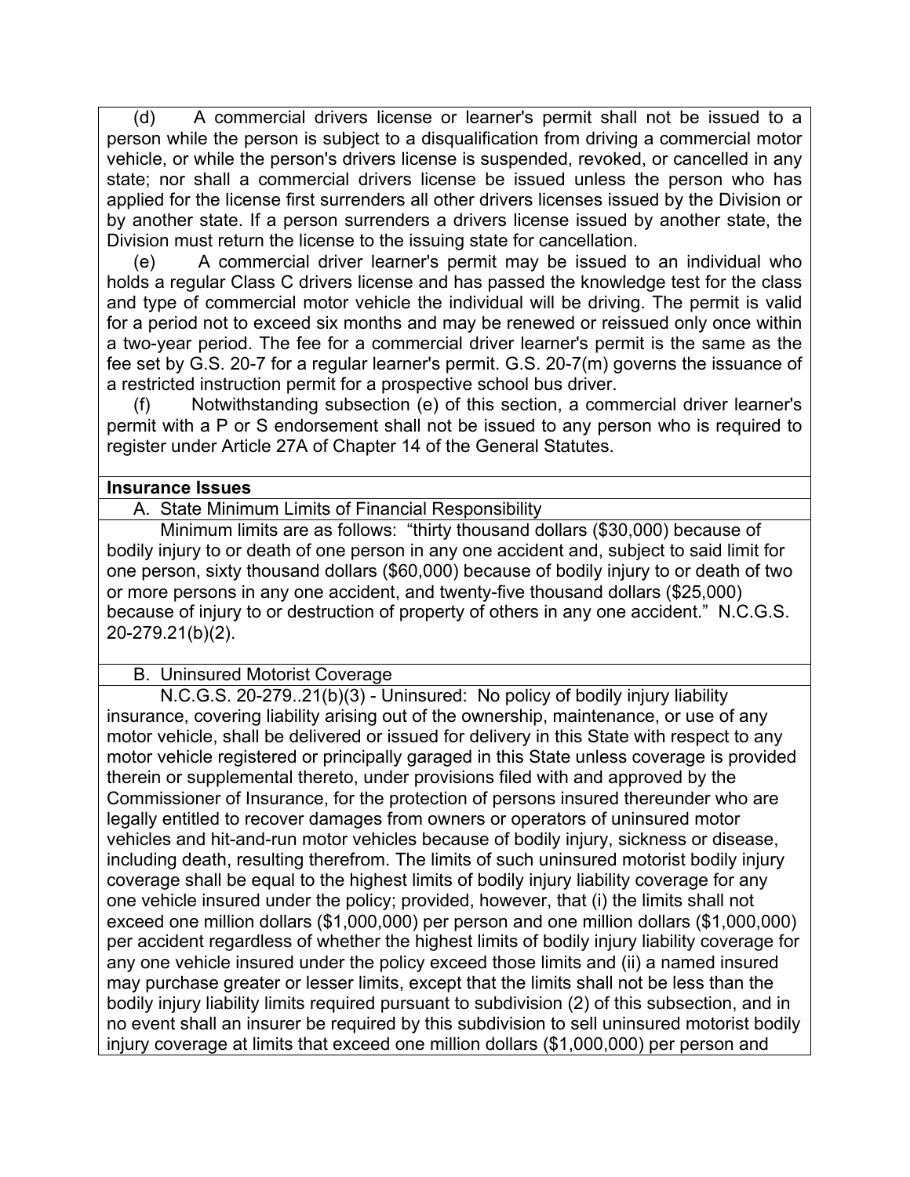(d) A commercial drivers license or learner's permit shall not be issued to a person while the person is subject to a disqualification from driving a commercial motor vehicle, or while the person's drivers license is suspended, revoked, or cancelled in any state; nor shall a commercial drivers license be issued unless the person who has applied for the license first surrenders all other drivers licenses issued by the Division or by another state. If a person surrenders a drivers license issued by another state, the Division must return the license to the issuing state for cancellation.

(e) A commercial driver learner's permit may be issued to an individual who holds a regular Class C drivers license and has passed the knowledge test for the class and type of commercial motor vehicle the individual will be driving. The permit is valid for a period not to exceed six months and may be renewed or reissued only once within a two-year period. The fee for a commercial driver learner's permit is the same as the fee set by G.S. 20-7 for a regular learner's permit. G.S. 20-7(m) governs the issuance of a restricted instruction permit for a prospective school bus driver.

(f) Notwithstanding subsection (e) of this section, a commercial driver learner's permit with a P or S endorsement shall not be issued to any person who is required to register under Article 27A of Chapter 14 of the General Statutes.

**Insurance Issues**

A. State Minimum Limits of Financial Responsibility

Minimum limits are as follows: "thirty thousand dollars ($30,000) because of bodily injury to or death of one person in any one accident and, subject to said limit for one person, sixty thousand dollars ($60,000) because of bodily injury to or death of two or more persons in any one accident, and twenty-five thousand dollars ($25,000) because of injury to or destruction of property of others in any one accident." N.C.G.S. 20-279.21(b)(2).

B. Uninsured Motorist Coverage

N.C.G.S. 20-279..21(b)(3) - Uninsured: No policy of bodily injury liability insurance, covering liability arising out of the ownership, maintenance, or use of any motor vehicle, shall be delivered or issued for delivery in this State with respect to any motor vehicle registered or principally garaged in this State unless coverage is provided therein or supplemental thereto, under provisions filed with and approved by the Commissioner of Insurance, for the protection of persons insured thereunder who are legally entitled to recover damages from owners or operators of uninsured motor vehicles and hit-and-run motor vehicles because of bodily injury, sickness or disease, including death, resulting therefrom. The limits of such uninsured motorist bodily injury coverage shall be equal to the highest limits of bodily injury liability coverage for any one vehicle insured under the policy; provided, however, that (i) the limits shall not exceed one million dollars ($1,000,000) per person and one million dollars ($1,000,000) per accident regardless of whether the highest limits of bodily injury liability coverage for any one vehicle insured under the policy exceed those limits and (ii) a named insured may purchase greater or lesser limits, except that the limits shall not be less than the bodily injury liability limits required pursuant to subdivision (2) of this subsection, and in no event shall an insurer be required by this subdivision to sell uninsured motorist bodily injury coverage at limits that exceed one million dollars ($1,000,000) per person and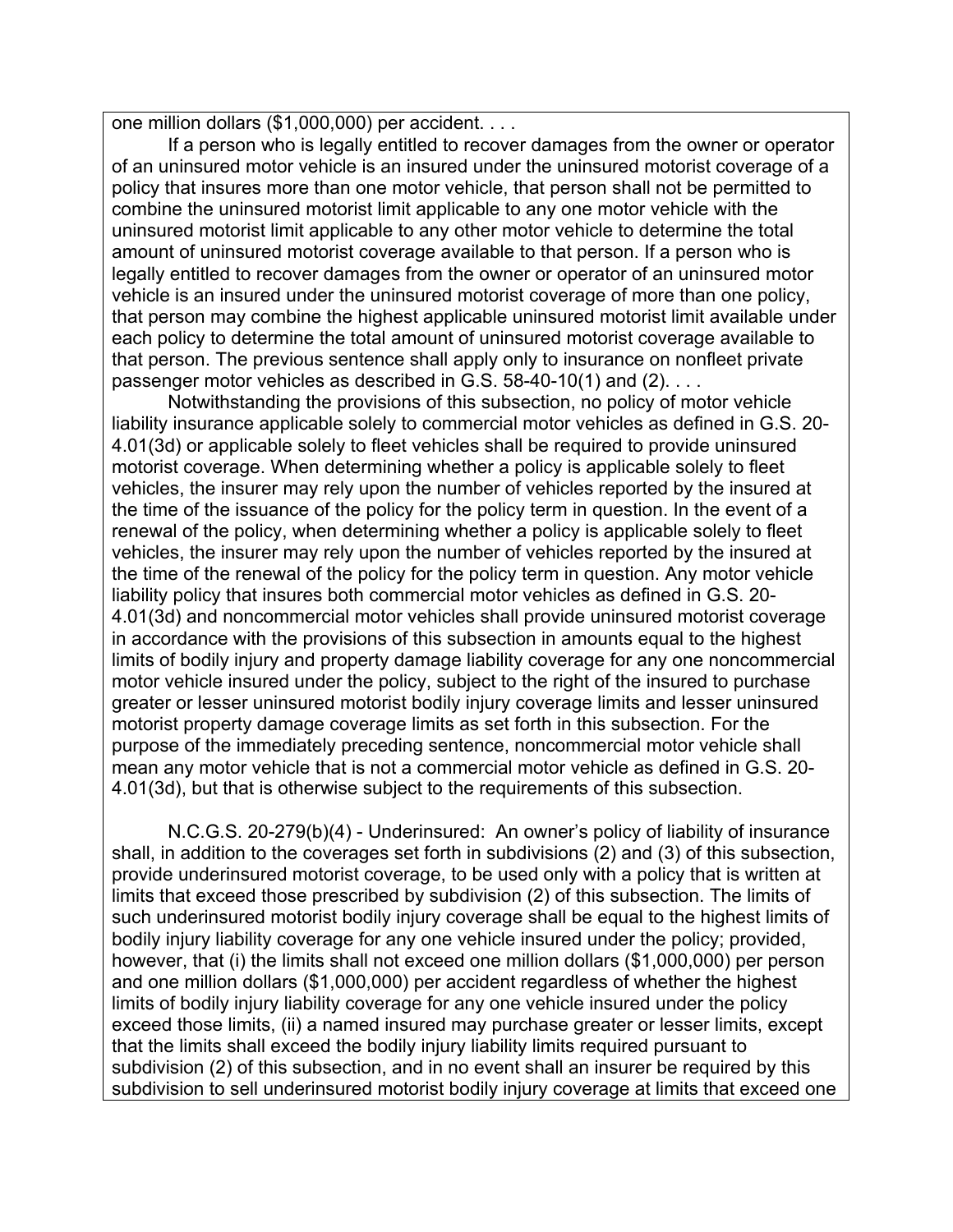one million dollars ($1,000,000) per accident. . . .

If a person who is legally entitled to recover damages from the owner or operator of an uninsured motor vehicle is an insured under the uninsured motorist coverage of a policy that insures more than one motor vehicle, that person shall not be permitted to combine the uninsured motorist limit applicable to any one motor vehicle with the uninsured motorist limit applicable to any other motor vehicle to determine the total amount of uninsured motorist coverage available to that person. If a person who is legally entitled to recover damages from the owner or operator of an uninsured motor vehicle is an insured under the uninsured motorist coverage of more than one policy, that person may combine the highest applicable uninsured motorist limit available under each policy to determine the total amount of uninsured motorist coverage available to that person. The previous sentence shall apply only to insurance on nonfleet private passenger motor vehicles as described in G.S. 58-40-10(1) and (2). . . .

Notwithstanding the provisions of this subsection, no policy of motor vehicle liability insurance applicable solely to commercial motor vehicles as defined in G.S. 20-4.01(3d) or applicable solely to fleet vehicles shall be required to provide uninsured motorist coverage. When determining whether a policy is applicable solely to fleet vehicles, the insurer may rely upon the number of vehicles reported by the insured at the time of the issuance of the policy for the policy term in question. In the event of a renewal of the policy, when determining whether a policy is applicable solely to fleet vehicles, the insurer may rely upon the number of vehicles reported by the insured at the time of the renewal of the policy for the policy term in question. Any motor vehicle liability policy that insures both commercial motor vehicles as defined in G.S. 20-4.01(3d) and noncommercial motor vehicles shall provide uninsured motorist coverage in accordance with the provisions of this subsection in amounts equal to the highest limits of bodily injury and property damage liability coverage for any one noncommercial motor vehicle insured under the policy, subject to the right of the insured to purchase greater or lesser uninsured motorist bodily injury coverage limits and lesser uninsured motorist property damage coverage limits as set forth in this subsection. For the purpose of the immediately preceding sentence, noncommercial motor vehicle shall mean any motor vehicle that is not a commercial motor vehicle as defined in G.S. 20-4.01(3d), but that is otherwise subject to the requirements of this subsection.

N.C.G.S. 20-279(b)(4) - Underinsured: An owner's policy of liability of insurance shall, in addition to the coverages set forth in subdivisions (2) and (3) of this subsection, provide underinsured motorist coverage, to be used only with a policy that is written at limits that exceed those prescribed by subdivision (2) of this subsection. The limits of such underinsured motorist bodily injury coverage shall be equal to the highest limits of bodily injury liability coverage for any one vehicle insured under the policy; provided, however, that (i) the limits shall not exceed one million dollars ($1,000,000) per person and one million dollars ($1,000,000) per accident regardless of whether the highest limits of bodily injury liability coverage for any one vehicle insured under the policy exceed those limits, (ii) a named insured may purchase greater or lesser limits, except that the limits shall exceed the bodily injury liability limits required pursuant to subdivision (2) of this subsection, and in no event shall an insurer be required by this subdivision to sell underinsured motorist bodily injury coverage at limits that exceed one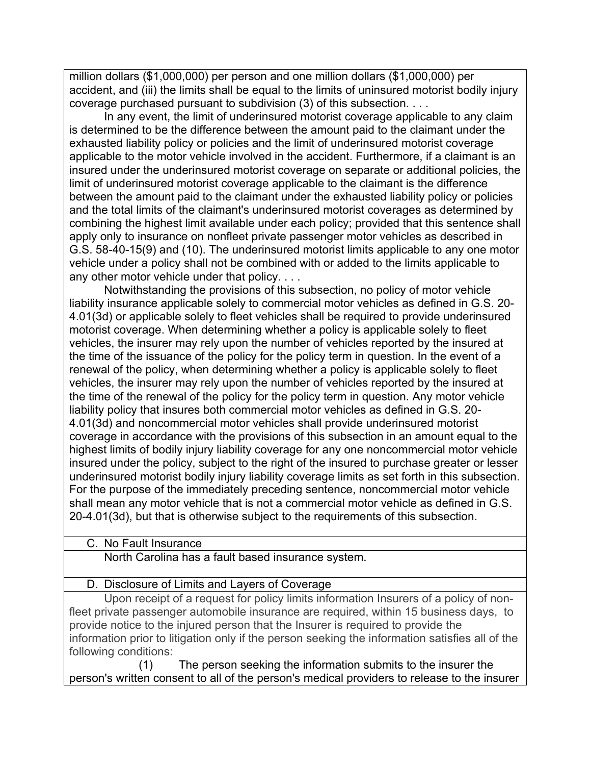million dollars ($1,000,000) per person and one million dollars ($1,000,000) per accident, and (iii) the limits shall be equal to the limits of uninsured motorist bodily injury coverage purchased pursuant to subdivision (3) of this subsection. . . .

In any event, the limit of underinsured motorist coverage applicable to any claim is determined to be the difference between the amount paid to the claimant under the exhausted liability policy or policies and the limit of underinsured motorist coverage applicable to the motor vehicle involved in the accident. Furthermore, if a claimant is an insured under the underinsured motorist coverage on separate or additional policies, the limit of underinsured motorist coverage applicable to the claimant is the difference between the amount paid to the claimant under the exhausted liability policy or policies and the total limits of the claimant's underinsured motorist coverages as determined by combining the highest limit available under each policy; provided that this sentence shall apply only to insurance on nonfleet private passenger motor vehicles as described in G.S. 58-40-15(9) and (10). The underinsured motorist limits applicable to any one motor vehicle under a policy shall not be combined with or added to the limits applicable to any other motor vehicle under that policy. . . .

Notwithstanding the provisions of this subsection, no policy of motor vehicle liability insurance applicable solely to commercial motor vehicles as defined in G.S. 20-4.01(3d) or applicable solely to fleet vehicles shall be required to provide underinsured motorist coverage. When determining whether a policy is applicable solely to fleet vehicles, the insurer may rely upon the number of vehicles reported by the insured at the time of the issuance of the policy for the policy term in question. In the event of a renewal of the policy, when determining whether a policy is applicable solely to fleet vehicles, the insurer may rely upon the number of vehicles reported by the insured at the time of the renewal of the policy for the policy term in question. Any motor vehicle liability policy that insures both commercial motor vehicles as defined in G.S. 20-4.01(3d) and noncommercial motor vehicles shall provide underinsured motorist coverage in accordance with the provisions of this subsection in an amount equal to the highest limits of bodily injury liability coverage for any one noncommercial motor vehicle insured under the policy, subject to the right of the insured to purchase greater or lesser underinsured motorist bodily injury liability coverage limits as set forth in this subsection. For the purpose of the immediately preceding sentence, noncommercial motor vehicle shall mean any motor vehicle that is not a commercial motor vehicle as defined in G.S. 20-4.01(3d), but that is otherwise subject to the requirements of this subsection.

### C. No Fault Insurance

North Carolina has a fault based insurance system.

### D. Disclosure of Limits and Layers of Coverage

Upon receipt of a request for policy limits information Insurers of a policy of non-fleet private passenger automobile insurance are required, within 15 business days, to provide notice to the injured person that the Insurer is required to provide the information prior to litigation only if the person seeking the information satisfies all of the following conditions:

(1) The person seeking the information submits to the insurer the person's written consent to all of the person's medical providers to release to the insurer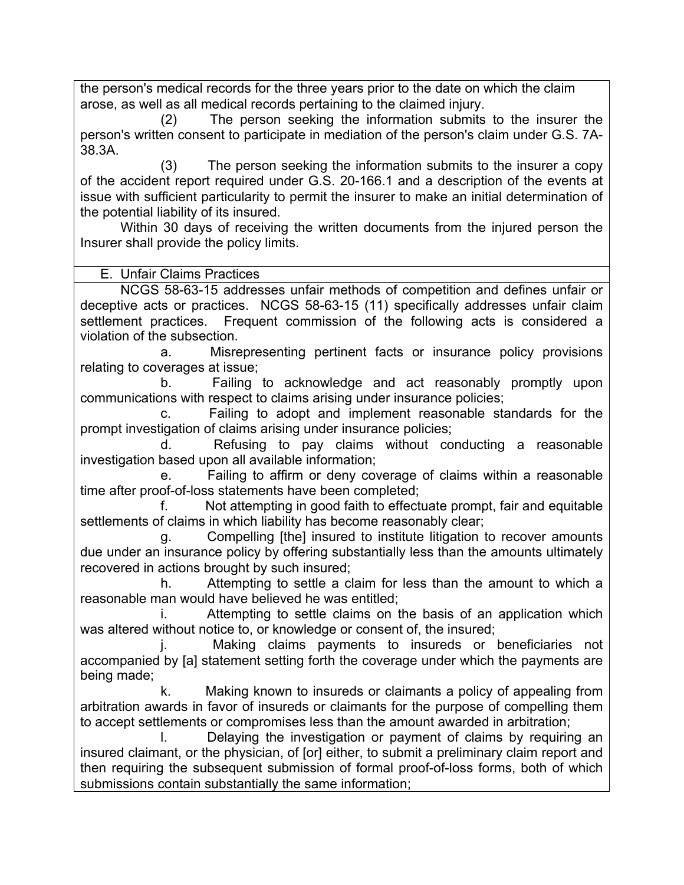the person's medical records for the three years prior to the date on which the claim arose, as well as all medical records pertaining to the claimed injury.

(2) The person seeking the information submits to the insurer the person's written consent to participate in mediation of the person's claim under G.S. 7A-38.3A.

(3) The person seeking the information submits to the insurer a copy of the accident report required under G.S. 20-166.1 and a description of the events at issue with sufficient particularity to permit the insurer to make an initial determination of the potential liability of its insured.

Within 30 days of receiving the written documents from the injured person the Insurer shall provide the policy limits.

## E. Unfair Claims Practices

NCGS 58-63-15 addresses unfair methods of competition and defines unfair or deceptive acts or practices. NCGS 58-63-15 (11) specifically addresses unfair claim settlement practices. Frequent commission of the following acts is considered a violation of the subsection.

a. Misrepresenting pertinent facts or insurance policy provisions relating to coverages at issue;

b. Failing to acknowledge and act reasonably promptly upon communications with respect to claims arising under insurance policies;

c. Failing to adopt and implement reasonable standards for the prompt investigation of claims arising under insurance policies;

d. Refusing to pay claims without conducting a reasonable investigation based upon all available information;

e. Failing to affirm or deny coverage of claims within a reasonable time after proof-of-loss statements have been completed;

f. Not attempting in good faith to effectuate prompt, fair and equitable settlements of claims in which liability has become reasonably clear;

g. Compelling [the] insured to institute litigation to recover amounts due under an insurance policy by offering substantially less than the amounts ultimately recovered in actions brought by such insured;

h. Attempting to settle a claim for less than the amount to which a reasonable man would have believed he was entitled;

i. Attempting to settle claims on the basis of an application which was altered without notice to, or knowledge or consent of, the insured;

j. Making claims payments to insureds or beneficiaries not accompanied by [a] statement setting forth the coverage under which the payments are being made;

k. Making known to insureds or claimants a policy of appealing from arbitration awards in favor of insureds or claimants for the purpose of compelling them to accept settlements or compromises less than the amount awarded in arbitration;

l. Delaying the investigation or payment of claims by requiring an insured claimant, or the physician, of [or] either, to submit a preliminary claim report and then requiring the subsequent submission of formal proof-of-loss forms, both of which submissions contain substantially the same information;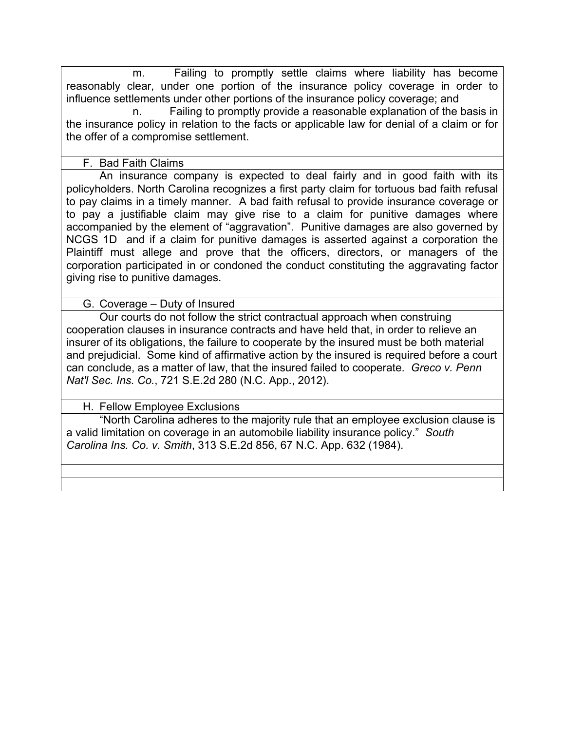m. Failing to promptly settle claims where liability has become reasonably clear, under one portion of the insurance policy coverage in order to influence settlements under other portions of the insurance policy coverage; and

n. Failing to promptly provide a reasonable explanation of the basis in the insurance policy in relation to the facts or applicable law for denial of a claim or for the offer of a compromise settlement.

F. Bad Faith Claims

An insurance company is expected to deal fairly and in good faith with its policyholders. North Carolina recognizes a first party claim for tortuous bad faith refusal to pay claims in a timely manner. A bad faith refusal to provide insurance coverage or to pay a justifiable claim may give rise to a claim for punitive damages where accompanied by the element of "aggravation". Punitive damages are also governed by NCGS 1D and if a claim for punitive damages is asserted against a corporation the Plaintiff must allege and prove that the officers, directors, or managers of the corporation participated in or condoned the conduct constituting the aggravating factor giving rise to punitive damages.

G. Coverage – Duty of Insured

Our courts do not follow the strict contractual approach when construing cooperation clauses in insurance contracts and have held that, in order to relieve an insurer of its obligations, the failure to cooperate by the insured must be both material and prejudicial. Some kind of affirmative action by the insured is required before a court can conclude, as a matter of law, that the insured failed to cooperate. *Greco v. Penn Nat'l Sec. Ins. Co.*, 721 S.E.2d 280 (N.C. App., 2012).

H. Fellow Employee Exclusions

"North Carolina adheres to the majority rule that an employee exclusion clause is a valid limitation on coverage in an automobile liability insurance policy." *South Carolina Ins. Co. v. Smith*, 313 S.E.2d 856, 67 N.C. App. 632 (1984).